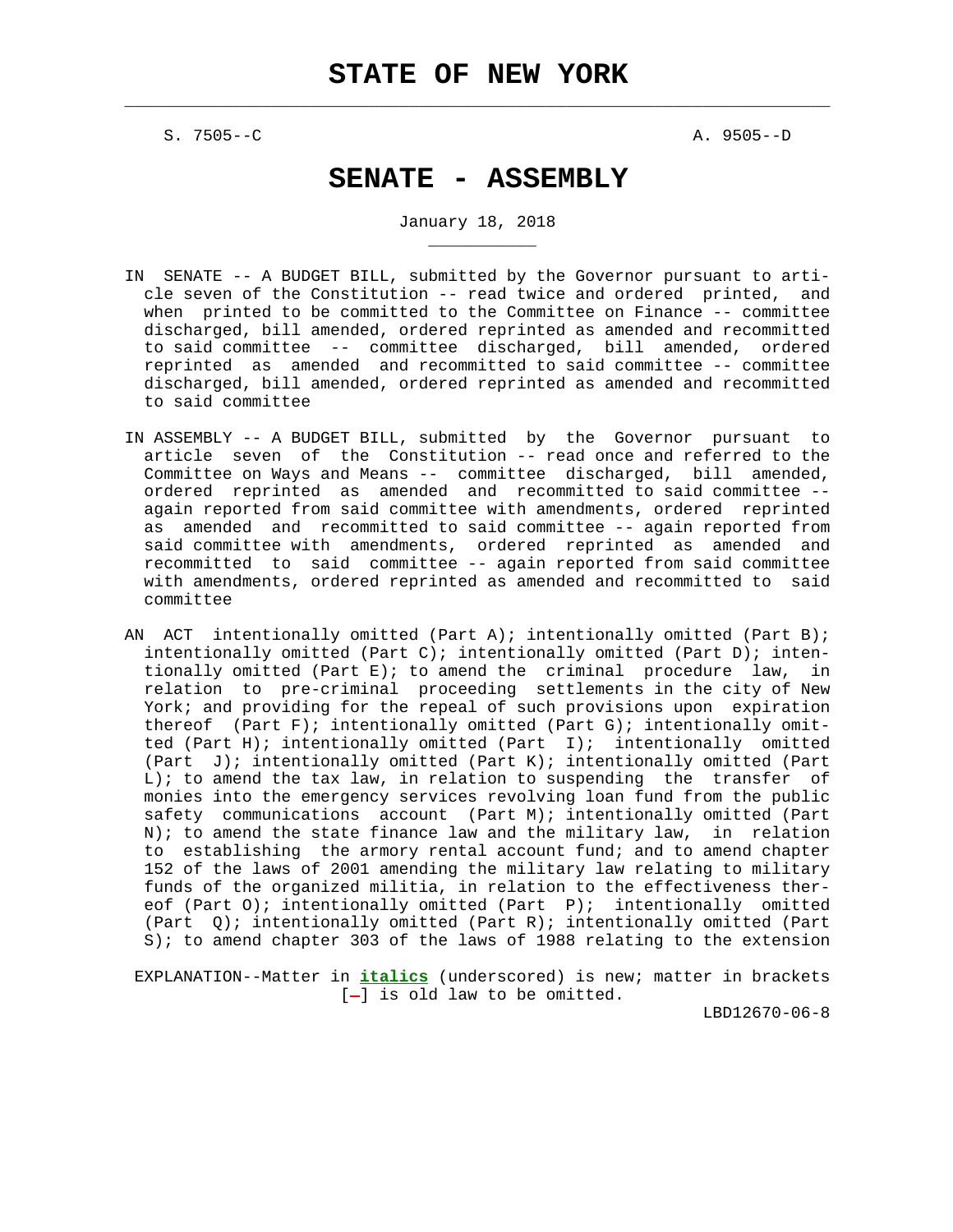# STATE OF NEW YORK

S. 7505--C                                                    A. 9505--D

# SENATE - ASSEMBLY

January 18, 2018

IN SENATE -- A BUDGET BILL, submitted by the Governor pursuant to article seven of the Constitution -- read twice and ordered printed, and when printed to be committed to the Committee on Finance -- committee discharged, bill amended, ordered reprinted as amended and recommitted to said committee -- committee discharged, bill amended, ordered reprinted as amended and recommitted to said committee -- committee discharged, bill amended, ordered reprinted as amended and recommitted to said committee

IN ASSEMBLY -- A BUDGET BILL, submitted by the Governor pursuant to article seven of the Constitution -- read once and referred to the Committee on Ways and Means -- committee discharged, bill amended, ordered reprinted as amended and recommitted to said committee -- again reported from said committee with amendments, ordered reprinted as amended and recommitted to said committee -- again reported from said committee with amendments, ordered reprinted as amended and recommitted to said committee -- again reported from said committee with amendments, ordered reprinted as amended and recommitted to said committee

AN ACT intentionally omitted (Part A); intentionally omitted (Part B); intentionally omitted (Part C); intentionally omitted (Part D); intentionally omitted (Part E); to amend the criminal procedure law, in relation to pre-criminal proceeding settlements in the city of New York; and providing for the repeal of such provisions upon expiration thereof (Part F); intentionally omitted (Part G); intentionally omitted (Part H); intentionally omitted (Part I); intentionally omitted (Part J); intentionally omitted (Part K); intentionally omitted (Part L); to amend the tax law, in relation to suspending the transfer of monies into the emergency services revolving loan fund from the public safety communications account (Part M); intentionally omitted (Part N); to amend the state finance law and the military law, in relation to establishing the armory rental account fund; and to amend chapter 152 of the laws of 2001 amending the military law relating to military funds of the organized militia, in relation to the effectiveness thereof (Part O); intentionally omitted (Part P); intentionally omitted (Part Q); intentionally omitted (Part R); intentionally omitted (Part S); to amend chapter 303 of the laws of 1988 relating to the extension

EXPLANATION--Matter in ***italics*** (underscored) is new; matter in brackets [-] is old law to be omitted.

LBD12670-06-8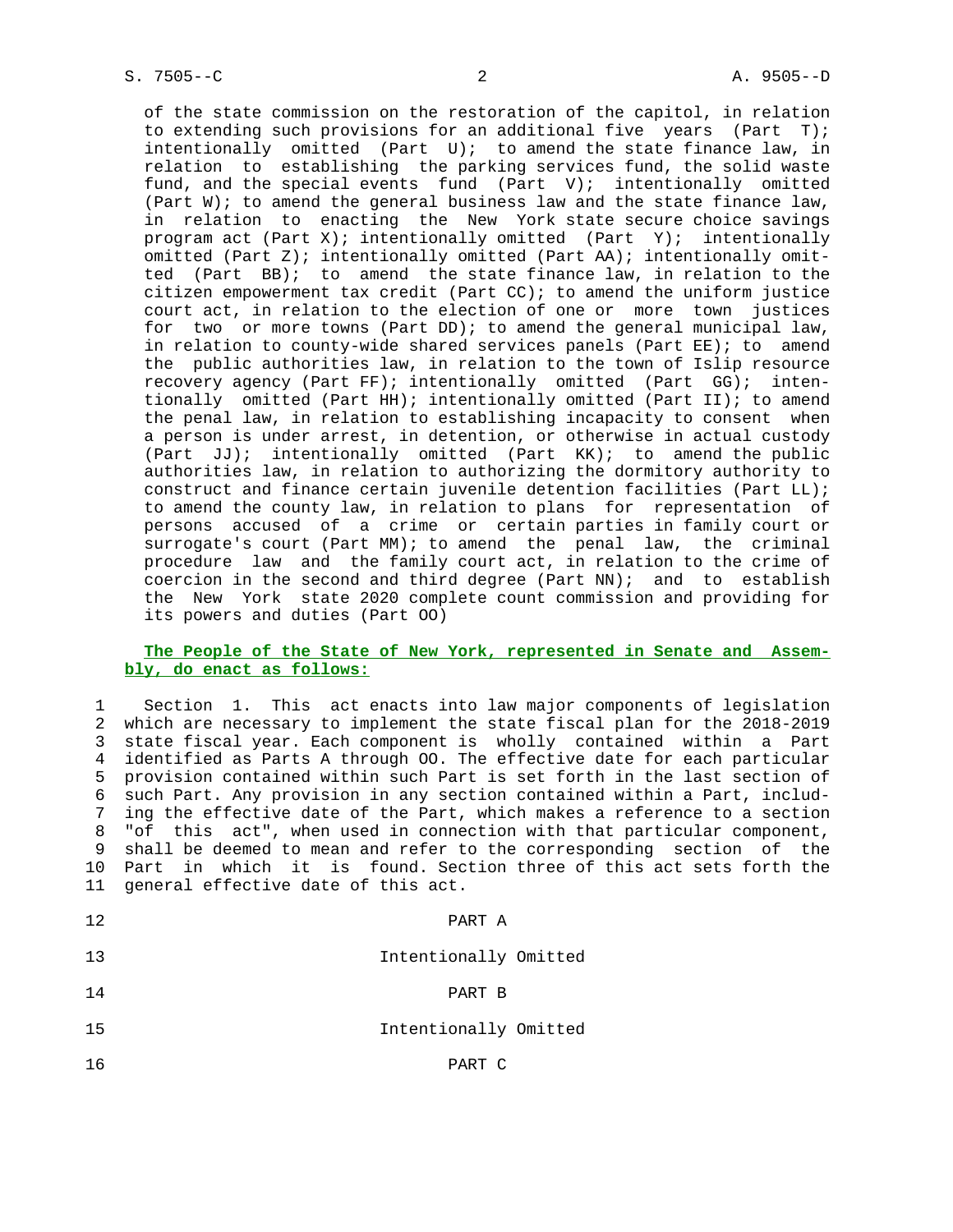of the state commission on the restoration of the capitol, in relation to extending such provisions for an additional five years (Part T); intentionally omitted (Part U); to amend the state finance law, in relation to establishing the parking services fund, the solid waste fund, and the special events fund (Part V); intentionally omitted (Part W); to amend the general business law and the state finance law, in relation to enacting the New York state secure choice savings program act (Part X); intentionally omitted (Part Y); intentionally omitted (Part Z); intentionally omitted (Part AA); intentionally omitted (Part BB); to amend the state finance law, in relation to the citizen empowerment tax credit (Part CC); to amend the uniform justice court act, in relation to the election of one or more town justices for two or more towns (Part DD); to amend the general municipal law, in relation to county-wide shared services panels (Part EE); to amend the public authorities law, in relation to the town of Islip resource recovery agency (Part FF); intentionally omitted (Part GG); intentionally omitted (Part HH); intentionally omitted (Part II); to amend the penal law, in relation to establishing incapacity to consent when a person is under arrest, in detention, or otherwise in actual custody (Part JJ); intentionally omitted (Part KK); to amend the public authorities law, in relation to authorizing the dormitory authority to construct and finance certain juvenile detention facilities (Part LL); to amend the county law, in relation to plans for representation of persons accused of a crime or certain parties in family court or surrogate's court (Part MM); to amend the penal law, the criminal procedure law and the family court act, in relation to the crime of coercion in the second and third degree (Part NN); and to establish the New York state 2020 complete count commission and providing for its powers and duties (Part OO)

**The People of the State of New York, represented in Senate and Assembly, do enact as follows:**

Section 1. This act enacts into law major components of legislation which are necessary to implement the state fiscal plan for the 2018-2019 state fiscal year. Each component is wholly contained within a Part identified as Parts A through OO. The effective date for each particular provision contained within such Part is set forth in the last section of such Part. Any provision in any section contained within a Part, including the effective date of the Part, which makes a reference to a section "of this act", when used in connection with that particular component, shall be deemed to mean and refer to the corresponding section of the Part in which it is found. Section three of this act sets forth the general effective date of this act.

PART A

Intentionally Omitted

PART B

Intentionally Omitted

PART C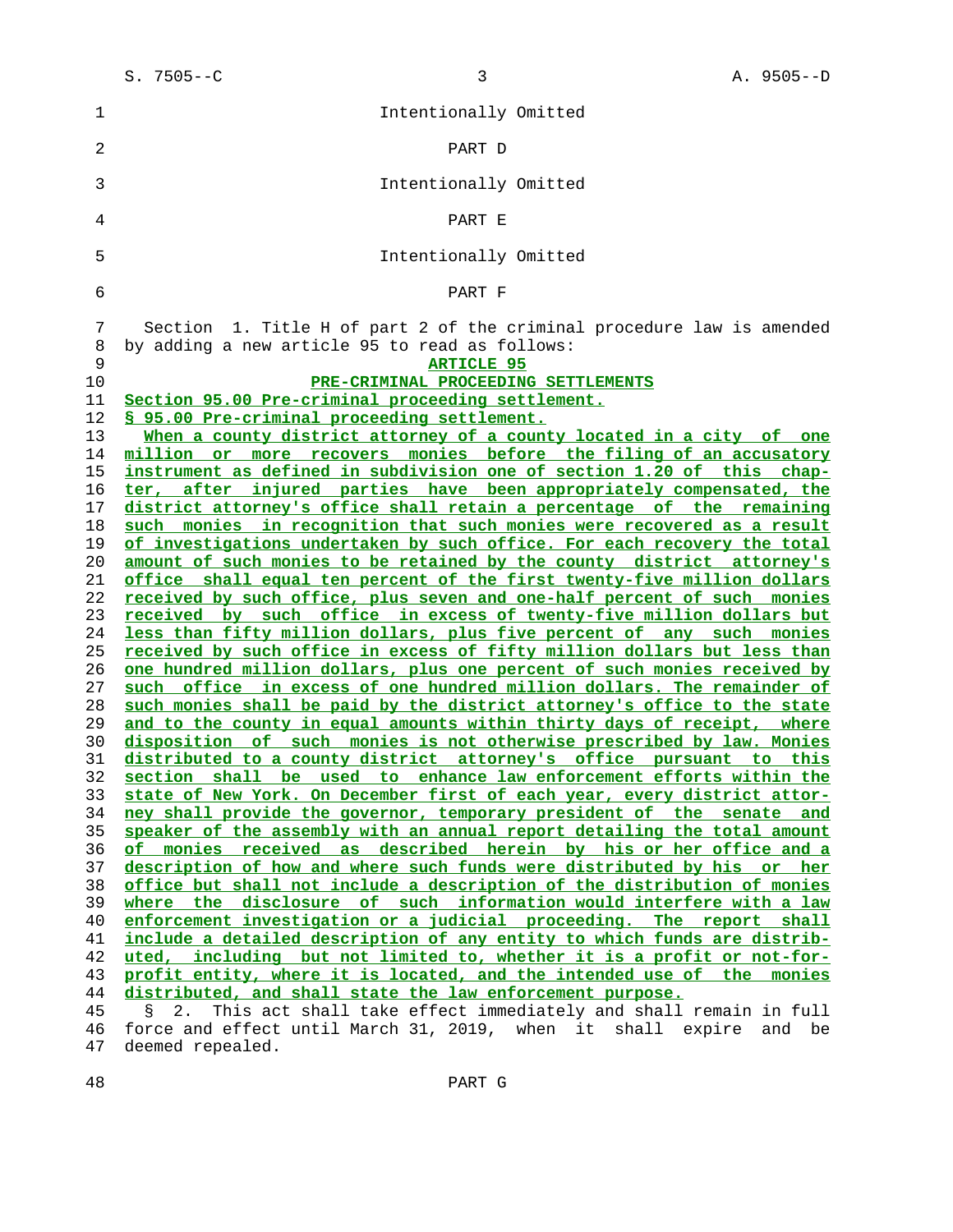Intentionally Omitted

PART D

Intentionally Omitted

PART E

Intentionally Omitted

PART F

Section 1. Title H of part 2 of the criminal procedure law is amended by adding a new article 95 to read as follows:

**ARTICLE 95**

**PRE-CRIMINAL PROCEEDING SETTLEMENTS**

**Section 95.00 Pre-criminal proceeding settlement.**

**§ 95.00 Pre-criminal proceeding settlement.**

**When a county district attorney of a county located in a city of one million or more recovers monies before the filing of an accusatory instrument as defined in subdivision one of section 1.20 of this chapter, after injured parties have been appropriately compensated, the district attorney's office shall retain a percentage of the remaining such monies in recognition that such monies were recovered as a result of investigations undertaken by such office. For each recovery the total amount of such monies to be retained by the county district attorney's office shall equal ten percent of the first twenty-five million dollars received by such office, plus seven and one-half percent of such monies received by such office in excess of twenty-five million dollars but less than fifty million dollars, plus five percent of any such monies received by such office in excess of fifty million dollars but less than one hundred million dollars, plus one percent of such monies received by such office in excess of one hundred million dollars. The remainder of such monies shall be paid by the district attorney's office to the state and to the county in equal amounts within thirty days of receipt, where disposition of such monies is not otherwise prescribed by law. Monies distributed to a county district attorney's office pursuant to this section shall be used to enhance law enforcement efforts within the state of New York. On December first of each year, every district attorney shall provide the governor, temporary president of the senate and speaker of the assembly with an annual report detailing the total amount of monies received as described herein by his or her office and a description of how and where such funds were distributed by his or her office but shall not include a description of the distribution of monies where the disclosure of such information would interfere with a law enforcement investigation or a judicial proceeding. The report shall include a detailed description of any entity to which funds are distributed, including but not limited to, whether it is a profit or not-for-profit entity, where it is located, and the intended use of the monies distributed, and shall state the law enforcement purpose.**

§ 2. This act shall take effect immediately and shall remain in full force and effect until March 31, 2019, when it shall expire and be deemed repealed.

PART G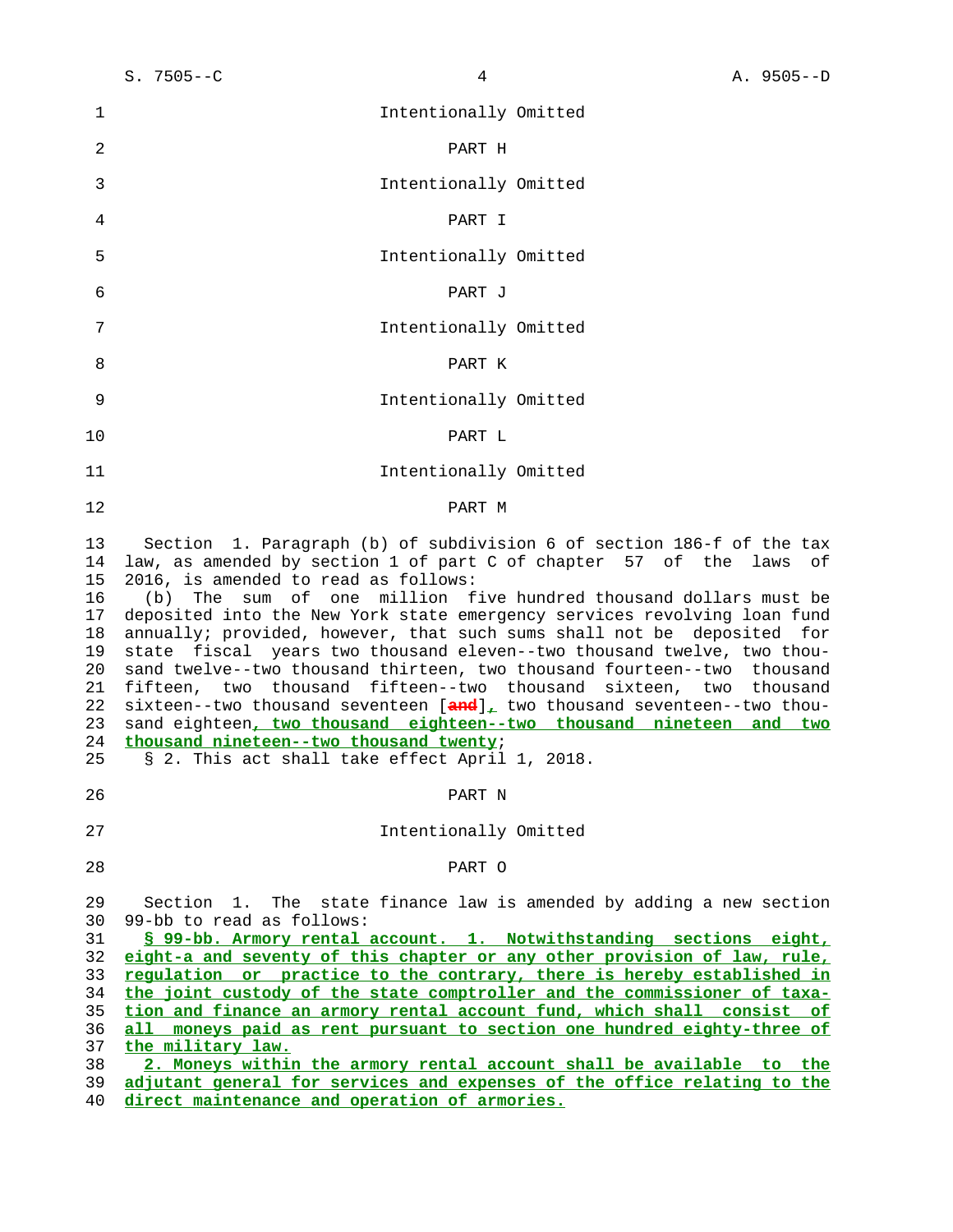Intentionally Omitted

PART H

Intentionally Omitted

PART I

Intentionally Omitted

PART J

Intentionally Omitted

PART K

Intentionally Omitted

PART L

Intentionally Omitted

PART M

Section 1. Paragraph (b) of subdivision 6 of section 186-f of the tax law, as amended by section 1 of part C of chapter 57 of the laws of 2016, is amended to read as follows:

(b) The sum of one million five hundred thousand dollars must be deposited into the New York state emergency services revolving loan fund annually; provided, however, that such sums shall not be deposited for state fiscal years two thousand eleven--two thousand twelve, two thousand twelve--two thousand thirteen, two thousand fourteen--two thousand fifteen, two thousand fifteen--two thousand sixteen, two thousand sixteen--two thousand seventeen [and], two thousand seventeen--two thousand eighteen, two thousand eighteen--two thousand nineteen and two thousand nineteen--two thousand twenty;

§ 2. This act shall take effect April 1, 2018.

PART N

Intentionally Omitted

PART O

Section 1. The state finance law is amended by adding a new section 99-bb to read as follows:

**§ 99-bb. Armory rental account. 1. Notwithstanding sections eight, eight-a and seventy of this chapter or any other provision of law, rule, regulation or practice to the contrary, there is hereby established in the joint custody of the state comptroller and the commissioner of taxation and finance an armory rental account fund, which shall consist of all moneys paid as rent pursuant to section one hundred eighty-three of the military law.**

**2. Moneys within the armory rental account shall be available to the adjutant general for services and expenses of the office relating to the direct maintenance and operation of armories.**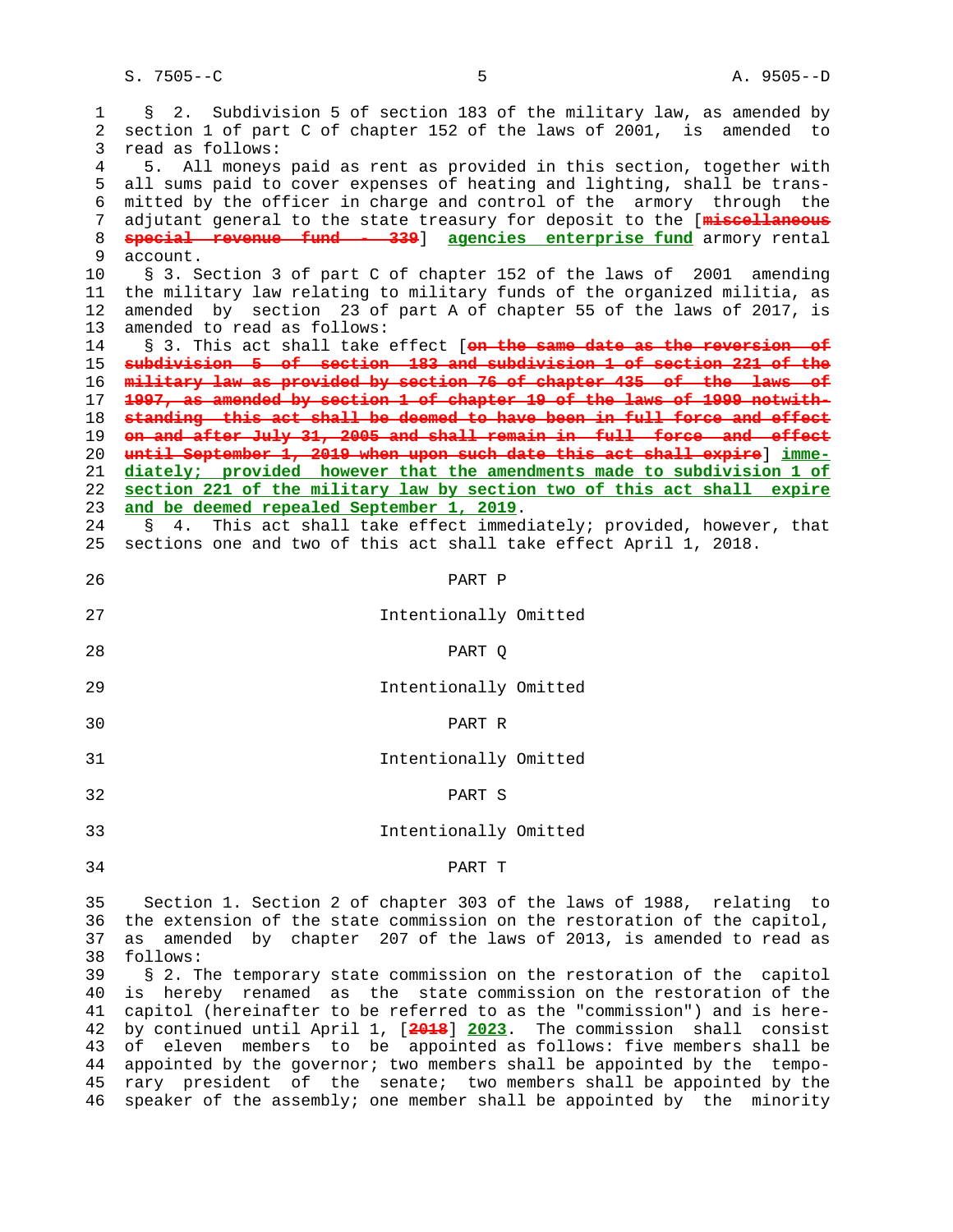§ 2. Subdivision 5 of section 183 of the military law, as amended by section 1 of part C of chapter 152 of the laws of 2001, is amended to read as follows:

5. All moneys paid as rent as provided in this section, together with all sums paid to cover expenses of heating and lighting, shall be transmitted by the officer in charge and control of the armory through the adjutant general to the state treasury for deposit to the [~~miscellaneous special revenue fund - 339~~] **agencies enterprise fund** armory rental account.

§ 3. Section 3 of part C of chapter 152 of the laws of 2001 amending the military law relating to military funds of the organized militia, as amended by section 23 of part A of chapter 55 of the laws of 2017, is amended to read as follows:

§ 3. This act shall take effect [~~on the same date as the reversion of subdivision 5 of section 183 and subdivision 1 of section 221 of the military law as provided by section 76 of chapter 435 of the laws of 1997, as amended by section 1 of chapter 19 of the laws of 1999 notwithstanding this act shall be deemed to have been in full force and effect on and after July 31, 2005 and shall remain in full force and effect until September 1, 2019 when upon such date this act shall expire~~] **immediately; provided however that the amendments made to subdivision 1 of section 221 of the military law by section two of this act shall expire and be deemed repealed September 1, 2019**.

§ 4. This act shall take effect immediately; provided, however, that sections one and two of this act shall take effect April 1, 2018.

PART P

Intentionally Omitted

PART Q

Intentionally Omitted

PART R

Intentionally Omitted

PART S

Intentionally Omitted

PART T

Section 1. Section 2 of chapter 303 of the laws of 1988, relating to the extension of the state commission on the restoration of the capitol, as amended by chapter 207 of the laws of 2013, is amended to read as follows:

§ 2. The temporary state commission on the restoration of the capitol is hereby renamed as the state commission on the restoration of the capitol (hereinafter to be referred to as the "commission") and is hereby continued until April 1, [~~2018~~] **2023**. The commission shall consist of eleven members to be appointed as follows: five members shall be appointed by the governor; two members shall be appointed by the temporary president of the senate; two members shall be appointed by the speaker of the assembly; one member shall be appointed by the minority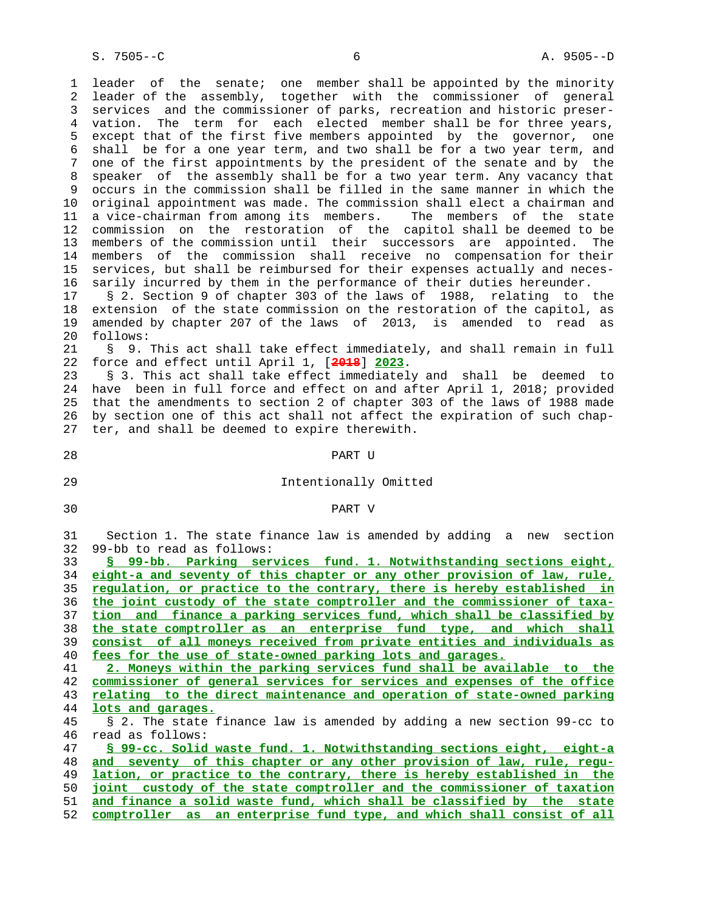leader of the senate; one member shall be appointed by the minority leader of the assembly, together with the commissioner of general services and the commissioner of parks, recreation and historic preservation. The term for each elected member shall be for three years, except that of the first five members appointed by the governor, one shall be for a one year term, and two shall be for a two year term, and one of the first appointments by the president of the senate and by the speaker of the assembly shall be for a two year term. Any vacancy that occurs in the commission shall be filled in the same manner in which the original appointment was made. The commission shall elect a chairman and a vice-chairman from among its members. The members of the state commission on the restoration of the capitol shall be deemed to be members of the commission until their successors are appointed. The members of the commission shall receive no compensation for their services, but shall be reimbursed for their expenses actually and necessarily incurred by them in the performance of their duties hereunder.

§ 2. Section 9 of chapter 303 of the laws of 1988, relating to the extension of the state commission on the restoration of the capitol, as amended by chapter 207 of the laws of 2013, is amended to read as follows:

§ 9. This act shall take effect immediately, and shall remain in full force and effect until April 1, [2018] 2023.

§ 3. This act shall take effect immediately and shall be deemed to have been in full force and effect on and after April 1, 2018; provided that the amendments to section 2 of chapter 303 of the laws of 1988 made by section one of this act shall not affect the expiration of such chapter, and shall be deemed to expire therewith.

PART U

Intentionally Omitted

PART V

Section 1. The state finance law is amended by adding a new section 99-bb to read as follows:

**§ 99-bb. Parking services fund. 1. Notwithstanding sections eight, eight-a and seventy of this chapter or any other provision of law, rule, regulation, or practice to the contrary, there is hereby established in the joint custody of the state comptroller and the commissioner of taxation and finance a parking services fund, which shall be classified by the state comptroller as an enterprise fund type, and which shall consist of all moneys received from private entities and individuals as fees for the use of state-owned parking lots and garages.**

**2. Moneys within the parking services fund shall be available to the commissioner of general services for services and expenses of the office relating to the direct maintenance and operation of state-owned parking lots and garages.**

§ 2. The state finance law is amended by adding a new section 99-cc to read as follows:

**§ 99-cc. Solid waste fund. 1. Notwithstanding sections eight, eight-a and seventy of this chapter or any other provision of law, rule, regulation, or practice to the contrary, there is hereby established in the joint custody of the state comptroller and the commissioner of taxation and finance a solid waste fund, which shall be classified by the state comptroller as an enterprise fund type, and which shall consist of all**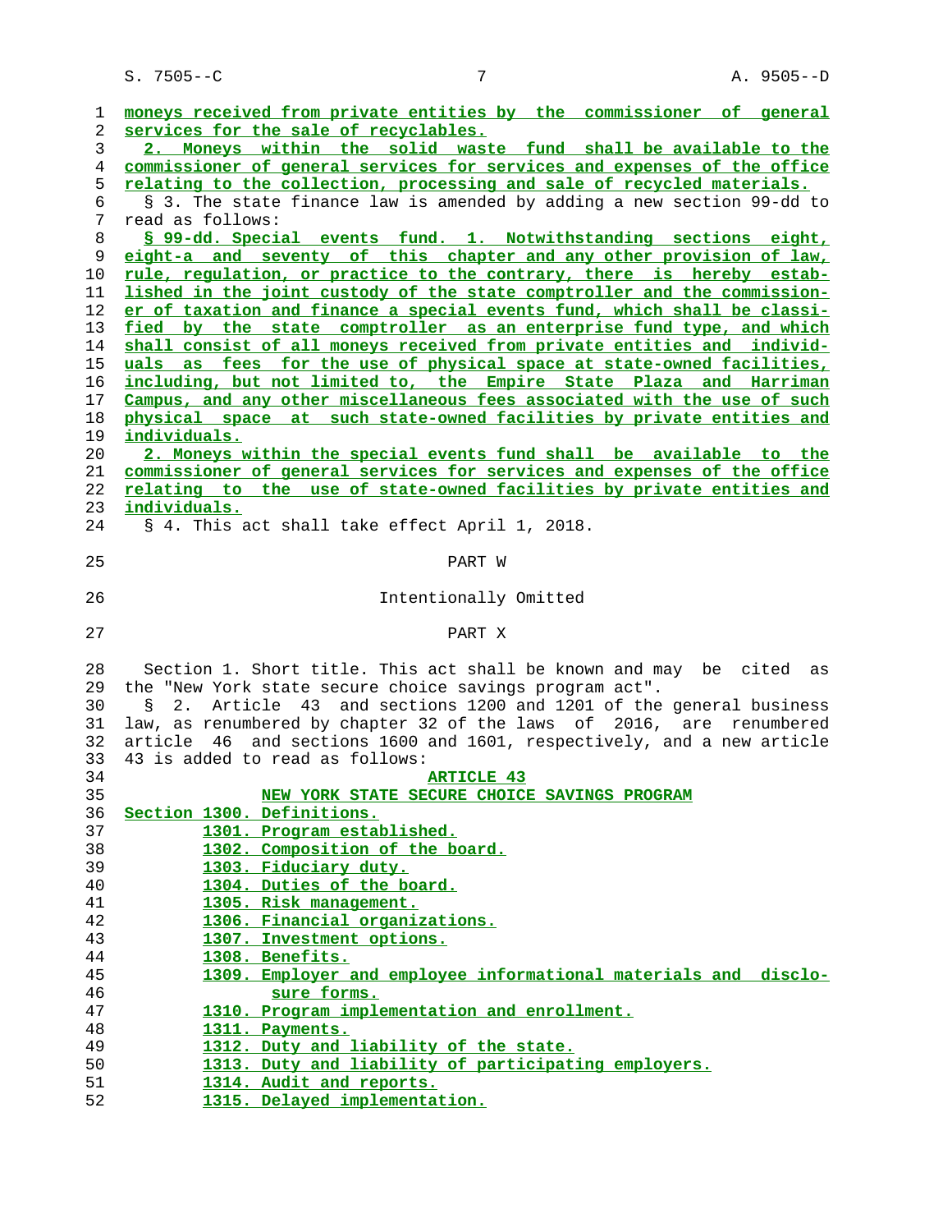moneys received from private entities by the commissioner of general services for the sale of recyclables.

2. Moneys within the solid waste fund shall be available to the commissioner of general services for services and expenses of the office relating to the collection, processing and sale of recycled materials.

§ 3. The state finance law is amended by adding a new section 99-dd to read as follows:

§ 99-dd. Special events fund. 1. Notwithstanding sections eight, eight-a and seventy of this chapter and any other provision of law, rule, regulation, or practice to the contrary, there is hereby established in the joint custody of the state comptroller and the commissioner of taxation and finance a special events fund, which shall be classified by the state comptroller as an enterprise fund type, and which shall consist of all moneys received from private entities and individuals as fees for the use of physical space at state-owned facilities, including, but not limited to, the Empire State Plaza and Harriman Campus, and any other miscellaneous fees associated with the use of such physical space at such state-owned facilities by private entities and individuals.

2. Moneys within the special events fund shall be available to the commissioner of general services for services and expenses of the office relating to the use of state-owned facilities by private entities and individuals.

§ 4. This act shall take effect April 1, 2018.

## PART W

Intentionally Omitted

## PART X

Section 1. Short title. This act shall be known and may be cited as the "New York state secure choice savings program act".

§ 2. Article 43 and sections 1200 and 1201 of the general business law, as renumbered by chapter 32 of the laws of 2016, are renumbered article 46 and sections 1600 and 1601, respectively, and a new article 43 is added to read as follows:

### ARTICLE 43
### NEW YORK STATE SECURE CHOICE SAVINGS PROGRAM

Section 1300. Definitions.
1301. Program established.
1302. Composition of the board.
1303. Fiduciary duty.
1304. Duties of the board.
1305. Risk management.
1306. Financial organizations.
1307. Investment options.
1308. Benefits.
1309. Employer and employee informational materials and disclosure forms.
1310. Program implementation and enrollment.
1311. Payments.
1312. Duty and liability of the state.
1313. Duty and liability of participating employers.
1314. Audit and reports.
1315. Delayed implementation.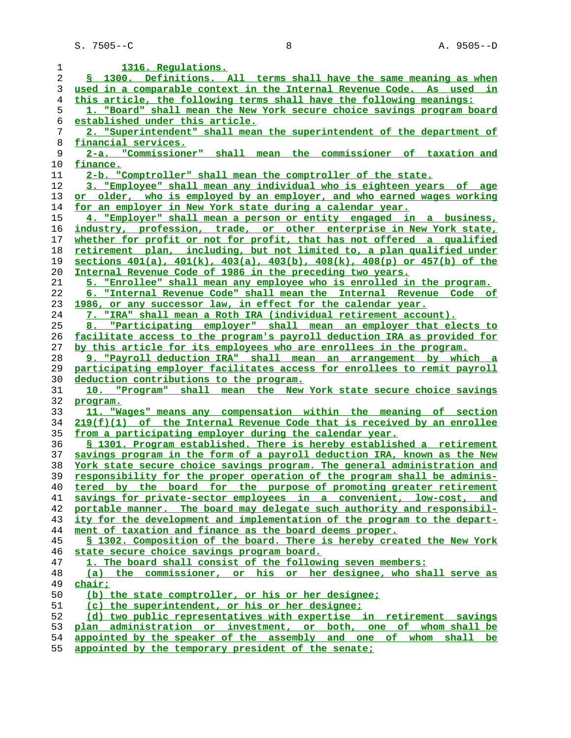1316. Regulations.

§ 1300. Definitions. All terms shall have the same meaning as when used in a comparable context in the Internal Revenue Code. As used in this article, the following terms shall have the following meanings:

1. "Board" shall mean the New York secure choice savings program board established under this article.

2. "Superintendent" shall mean the superintendent of the department of financial services.

2-a. "Commissioner" shall mean the commissioner of taxation and finance.

2-b. "Comptroller" shall mean the comptroller of the state.

3. "Employee" shall mean any individual who is eighteen years of age or older, who is employed by an employer, and who earned wages working for an employer in New York state during a calendar year.

4. "Employer" shall mean a person or entity engaged in a business, industry, profession, trade, or other enterprise in New York state, whether for profit or not for profit, that has not offered a qualified retirement plan, including, but not limited to, a plan qualified under sections 401(a), 401(k), 403(a), 403(b), 408(k), 408(p) or 457(b) of the Internal Revenue Code of 1986 in the preceding two years.

5. "Enrollee" shall mean any employee who is enrolled in the program.

6. "Internal Revenue Code" shall mean the Internal Revenue Code of 1986, or any successor law, in effect for the calendar year.

7. "IRA" shall mean a Roth IRA (individual retirement account).

8. "Participating employer" shall mean an employer that elects to facilitate access to the program's payroll deduction IRA as provided for by this article for its employees who are enrollees in the program.

9. "Payroll deduction IRA" shall mean an arrangement by which a participating employer facilitates access for enrollees to remit payroll deduction contributions to the program.

10. "Program" shall mean the New York state secure choice savings program.

11. "Wages" means any compensation within the meaning of section 219(f)(1) of the Internal Revenue Code that is received by an enrollee from a participating employer during the calendar year.

§ 1301. Program established. There is hereby established a retirement savings program in the form of a payroll deduction IRA, known as the New York state secure choice savings program. The general administration and responsibility for the proper operation of the program shall be administered by the board for the purpose of promoting greater retirement savings for private-sector employees in a convenient, low-cost, and portable manner. The board may delegate such authority and responsibility for the development and implementation of the program to the department of taxation and finance as the board deems proper.

§ 1302. Composition of the board. There is hereby created the New York state secure choice savings program board.

1. The board shall consist of the following seven members:

(a) the commissioner, or his or her designee, who shall serve as chair;

(b) the state comptroller, or his or her designee;

(c) the superintendent, or his or her designee;

(d) two public representatives with expertise in retirement savings plan administration or investment, or both, one of whom shall be appointed by the speaker of the assembly and one of whom shall be appointed by the temporary president of the senate;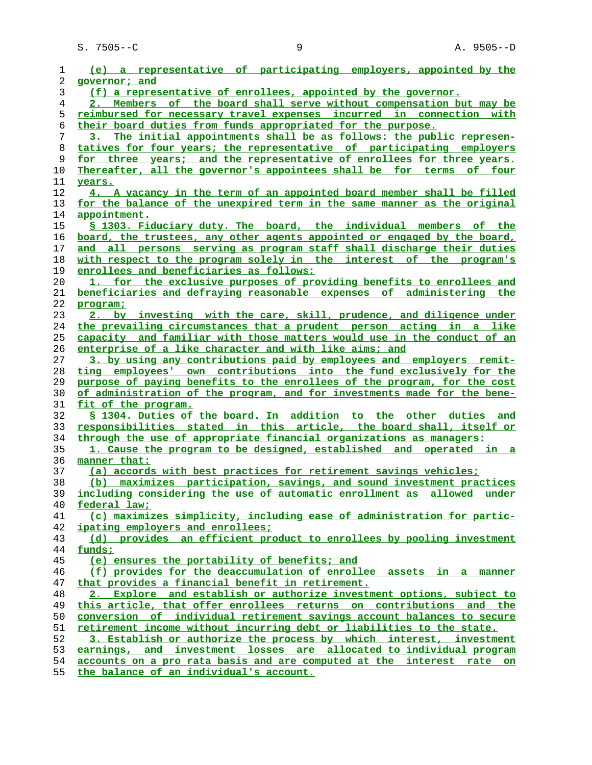(e) a representative of participating employers, appointed by the governor; and

(f) a representative of enrollees, appointed by the governor.

2. Members of the board shall serve without compensation but may be reimbursed for necessary travel expenses incurred in connection with their board duties from funds appropriated for the purpose.

3. The initial appointments shall be as follows: the public representatives for four years; the representative of participating employers for three years; and the representative of enrollees for three years. Thereafter, all the governor's appointees shall be for terms of four years.

4. A vacancy in the term of an appointed board member shall be filled for the balance of the unexpired term in the same manner as the original appointment.

§ 1303. Fiduciary duty. The board, the individual members of the board, the trustees, any other agents appointed or engaged by the board, and all persons serving as program staff shall discharge their duties with respect to the program solely in the interest of the program's enrollees and beneficiaries as follows:

1. for the exclusive purposes of providing benefits to enrollees and beneficiaries and defraying reasonable expenses of administering the program;

2. by investing with the care, skill, prudence, and diligence under the prevailing circumstances that a prudent person acting in a like capacity and familiar with those matters would use in the conduct of an enterprise of a like character and with like aims; and

3. by using any contributions paid by employees and employers remitting employees' own contributions into the fund exclusively for the purpose of paying benefits to the enrollees of the program, for the cost of administration of the program, and for investments made for the benefit of the program.

§ 1304. Duties of the board. In addition to the other duties and responsibilities stated in this article, the board shall, itself or through the use of appropriate financial organizations as managers:

1. Cause the program to be designed, established and operated in a manner that:

(a) accords with best practices for retirement savings vehicles;

(b) maximizes participation, savings, and sound investment practices including considering the use of automatic enrollment as allowed under federal law;

(c) maximizes simplicity, including ease of administration for participating employers and enrollees;

(d) provides an efficient product to enrollees by pooling investment funds;

(e) ensures the portability of benefits; and

(f) provides for the deaccumulation of enrollee assets in a manner that provides a financial benefit in retirement.

2. Explore and establish or authorize investment options, subject to this article, that offer enrollees returns on contributions and the conversion of individual retirement savings account balances to secure retirement income without incurring debt or liabilities to the state.

3. Establish or authorize the process by which interest, investment earnings, and investment losses are allocated to individual program accounts on a pro rata basis and are computed at the interest rate on the balance of an individual's account.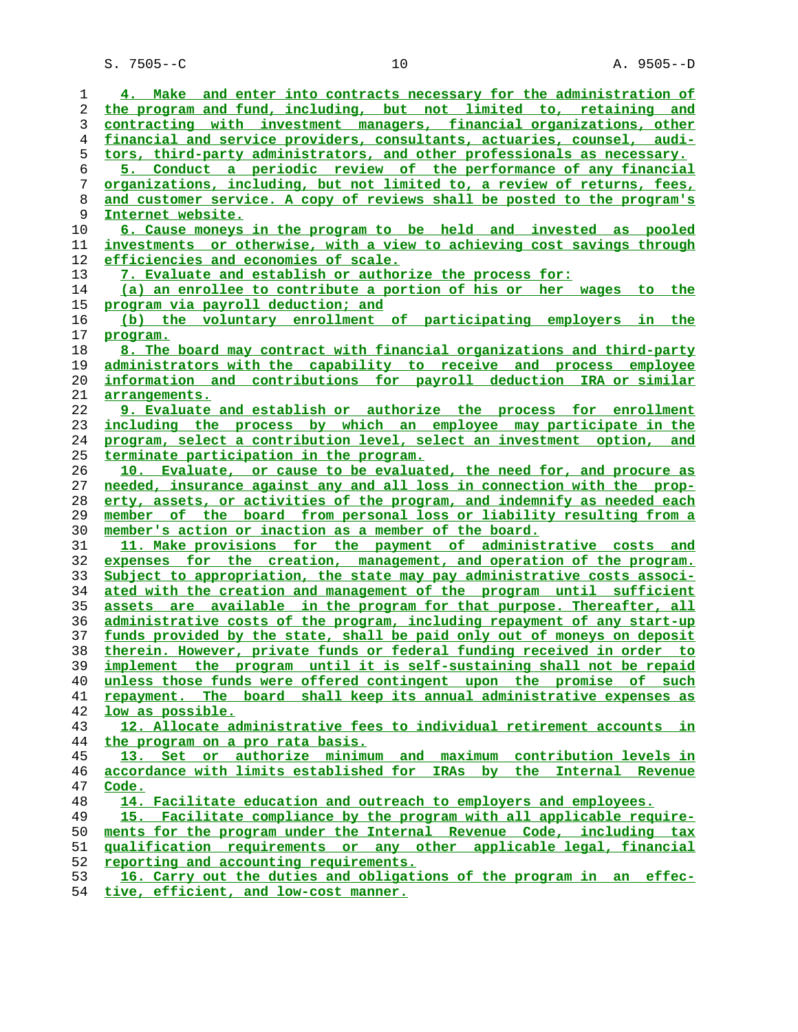4. Make and enter into contracts necessary for the administration of the program and fund, including, but not limited to, retaining and contracting with investment managers, financial organizations, other financial and service providers, consultants, actuaries, counsel, auditors, third-party administrators, and other professionals as necessary.

5. Conduct a periodic review of the performance of any financial organizations, including, but not limited to, a review of returns, fees, and customer service. A copy of reviews shall be posted to the program's Internet website.

6. Cause moneys in the program to be held and invested as pooled investments or otherwise, with a view to achieving cost savings through efficiencies and economies of scale.

7. Evaluate and establish or authorize the process for:

(a) an enrollee to contribute a portion of his or her wages to the program via payroll deduction; and

(b) the voluntary enrollment of participating employers in the program.

8. The board may contract with financial organizations and third-party administrators with the capability to receive and process employee information and contributions for payroll deduction IRA or similar arrangements.

9. Evaluate and establish or authorize the process for enrollment including the process by which an employee may participate in the program, select a contribution level, select an investment option, and terminate participation in the program.

10. Evaluate, or cause to be evaluated, the need for, and procure as needed, insurance against any and all loss in connection with the property, assets, or activities of the program, and indemnify as needed each member of the board from personal loss or liability resulting from a member's action or inaction as a member of the board.

11. Make provisions for the payment of administrative costs and expenses for the creation, management, and operation of the program. Subject to appropriation, the state may pay administrative costs associated with the creation and management of the program until sufficient assets are available in the program for that purpose. Thereafter, all administrative costs of the program, including repayment of any start-up funds provided by the state, shall be paid only out of moneys on deposit therein. However, private funds or federal funding received in order to implement the program until it is self-sustaining shall not be repaid unless those funds were offered contingent upon the promise of such repayment. The board shall keep its annual administrative expenses as low as possible.

12. Allocate administrative fees to individual retirement accounts in the program on a pro rata basis.

13. Set or authorize minimum and maximum contribution levels in accordance with limits established for IRAs by the Internal Revenue Code.

14. Facilitate education and outreach to employers and employees.

15. Facilitate compliance by the program with all applicable requirements for the program under the Internal Revenue Code, including tax qualification requirements or any other applicable legal, financial reporting and accounting requirements.

16. Carry out the duties and obligations of the program in an effective, efficient, and low-cost manner.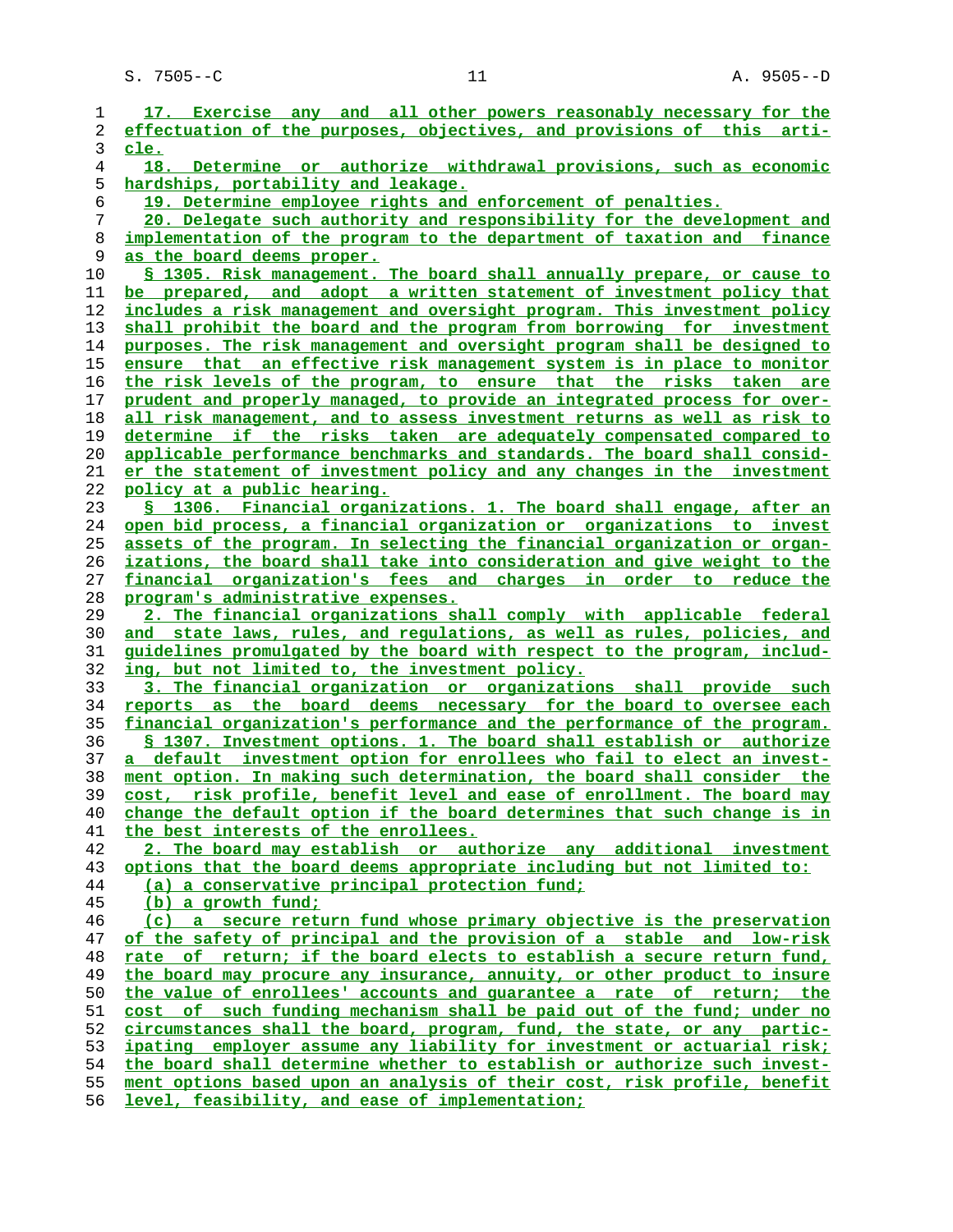17. Exercise any and all other powers reasonably necessary for the effectuation of the purposes, objectives, and provisions of this article.

18. Determine or authorize withdrawal provisions, such as economic hardships, portability and leakage.

19. Determine employee rights and enforcement of penalties.

20. Delegate such authority and responsibility for the development and implementation of the program to the department of taxation and finance as the board deems proper.

§ 1305. Risk management. The board shall annually prepare, or cause to be prepared, and adopt a written statement of investment policy that includes a risk management and oversight program. This investment policy shall prohibit the board and the program from borrowing for investment purposes. The risk management and oversight program shall be designed to ensure that an effective risk management system is in place to monitor the risk levels of the program, to ensure that the risks taken are prudent and properly managed, to provide an integrated process for overall risk management, and to assess investment returns as well as risk to determine if the risks taken are adequately compensated compared to applicable performance benchmarks and standards. The board shall consider the statement of investment policy and any changes in the investment policy at a public hearing.

§ 1306. Financial organizations. 1. The board shall engage, after an open bid process, a financial organization or organizations to invest assets of the program. In selecting the financial organization or organizations, the board shall take into consideration and give weight to the financial organization's fees and charges in order to reduce the program's administrative expenses.

2. The financial organizations shall comply with applicable federal and state laws, rules, and regulations, as well as rules, policies, and guidelines promulgated by the board with respect to the program, including, but not limited to, the investment policy.

3. The financial organization or organizations shall provide such reports as the board deems necessary for the board to oversee each financial organization's performance and the performance of the program.

§ 1307. Investment options. 1. The board shall establish or authorize a default investment option for enrollees who fail to elect an investment option. In making such determination, the board shall consider the cost, risk profile, benefit level and ease of enrollment. The board may change the default option if the board determines that such change is in the best interests of the enrollees.

2. The board may establish or authorize any additional investment options that the board deems appropriate including but not limited to:

(a) a conservative principal protection fund;

(b) a growth fund;

(c) a secure return fund whose primary objective is the preservation of the safety of principal and the provision of a stable and low-risk rate of return; if the board elects to establish a secure return fund, the board may procure any insurance, annuity, or other product to insure the value of enrollees' accounts and guarantee a rate of return; the cost of such funding mechanism shall be paid out of the fund; under no circumstances shall the board, program, fund, the state, or any participating employer assume any liability for investment or actuarial risk; the board shall determine whether to establish or authorize such investment options based upon an analysis of their cost, risk profile, benefit level, feasibility, and ease of implementation;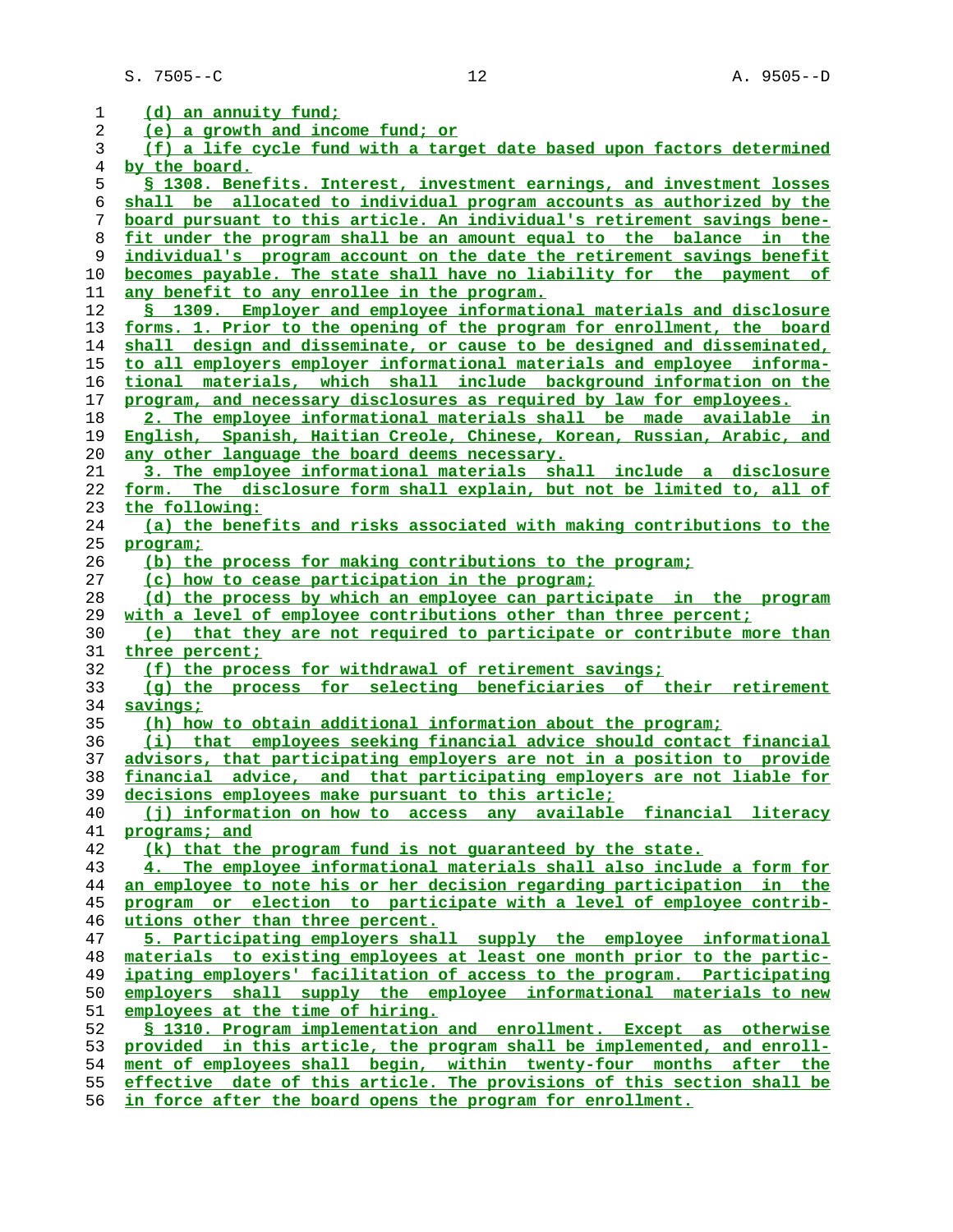(d) an annuity fund;

(e) a growth and income fund; or

(f) a life cycle fund with a target date based upon factors determined by the board.

§ 1308. Benefits. Interest, investment earnings, and investment losses shall be allocated to individual program accounts as authorized by the board pursuant to this article. An individual's retirement savings benefit under the program shall be an amount equal to the balance in the individual's program account on the date the retirement savings benefit becomes payable. The state shall have no liability for the payment of any benefit to any enrollee in the program.

§ 1309. Employer and employee informational materials and disclosure forms. 1. Prior to the opening of the program for enrollment, the board shall design and disseminate, or cause to be designed and disseminated, to all employers employer informational materials and employee informational materials, which shall include background information on the program, and necessary disclosures as required by law for employees.

2. The employee informational materials shall be made available in English, Spanish, Haitian Creole, Chinese, Korean, Russian, Arabic, and any other language the board deems necessary.

3. The employee informational materials shall include a disclosure form. The disclosure form shall explain, but not be limited to, all of the following:

(a) the benefits and risks associated with making contributions to the program;

(b) the process for making contributions to the program;

(c) how to cease participation in the program;

(d) the process by which an employee can participate in the program with a level of employee contributions other than three percent;

(e) that they are not required to participate or contribute more than three percent;

(f) the process for withdrawal of retirement savings;

(g) the process for selecting beneficiaries of their retirement savings;

(h) how to obtain additional information about the program;

(i) that employees seeking financial advice should contact financial advisors, that participating employers are not in a position to provide financial advice, and that participating employers are not liable for decisions employees make pursuant to this article;

(j) information on how to access any available financial literacy programs; and

(k) that the program fund is not guaranteed by the state.

4. The employee informational materials shall also include a form for an employee to note his or her decision regarding participation in the program or election to participate with a level of employee contributions other than three percent.

5. Participating employers shall supply the employee informational materials to existing employees at least one month prior to the participating employers' facilitation of access to the program. Participating employers shall supply the employee informational materials to new employees at the time of hiring.

§ 1310. Program implementation and enrollment. Except as otherwise provided in this article, the program shall be implemented, and enrollment of employees shall begin, within twenty-four months after the effective date of this article. The provisions of this section shall be in force after the board opens the program for enrollment.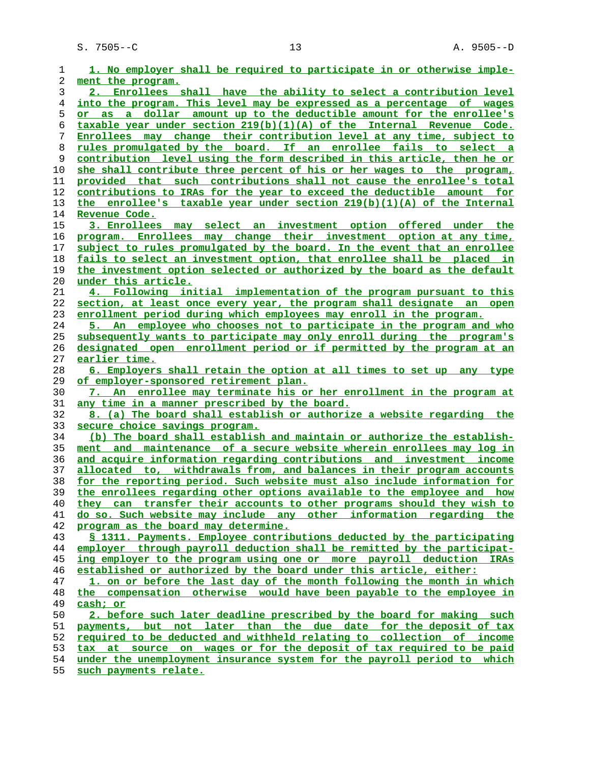1. No employer shall be required to participate in or otherwise implement the program.

2. Enrollees shall have the ability to select a contribution level into the program. This level may be expressed as a percentage of wages or as a dollar amount up to the deductible amount for the enrollee's taxable year under section 219(b)(1)(A) of the Internal Revenue Code. Enrollees may change their contribution level at any time, subject to rules promulgated by the board. If an enrollee fails to select a contribution level using the form described in this article, then he or she shall contribute three percent of his or her wages to the program, provided that such contributions shall not cause the enrollee's total contributions to IRAs for the year to exceed the deductible amount for the enrollee's taxable year under section 219(b)(1)(A) of the Internal Revenue Code.

3. Enrollees may select an investment option offered under the program. Enrollees may change their investment option at any time, subject to rules promulgated by the board. In the event that an enrollee fails to select an investment option, that enrollee shall be placed in the investment option selected or authorized by the board as the default under this article.

4. Following initial implementation of the program pursuant to this section, at least once every year, the program shall designate an open enrollment period during which employees may enroll in the program.

5. An employee who chooses not to participate in the program and who subsequently wants to participate may only enroll during the program's designated open enrollment period or if permitted by the program at an earlier time.

6. Employers shall retain the option at all times to set up any type of employer-sponsored retirement plan.

7. An enrollee may terminate his or her enrollment in the program at any time in a manner prescribed by the board.

8. (a) The board shall establish or authorize a website regarding the secure choice savings program.

(b) The board shall establish and maintain or authorize the establishment and maintenance of a secure website wherein enrollees may log in and acquire information regarding contributions and investment income allocated to, withdrawals from, and balances in their program accounts for the reporting period. Such website must also include information for the enrollees regarding other options available to the employee and how they can transfer their accounts to other programs should they wish to do so. Such website may include any other information regarding the program as the board may determine.

§ 1311. Payments. Employee contributions deducted by the participating employer through payroll deduction shall be remitted by the participating employer to the program using one or more payroll deduction IRAs established or authorized by the board under this article, either:

1. on or before the last day of the month following the month in which the compensation otherwise would have been payable to the employee in cash; or

2. before such later deadline prescribed by the board for making such payments, but not later than the due date for the deposit of tax required to be deducted and withheld relating to collection of income tax at source on wages or for the deposit of tax required to be paid under the unemployment insurance system for the payroll period to which such payments relate.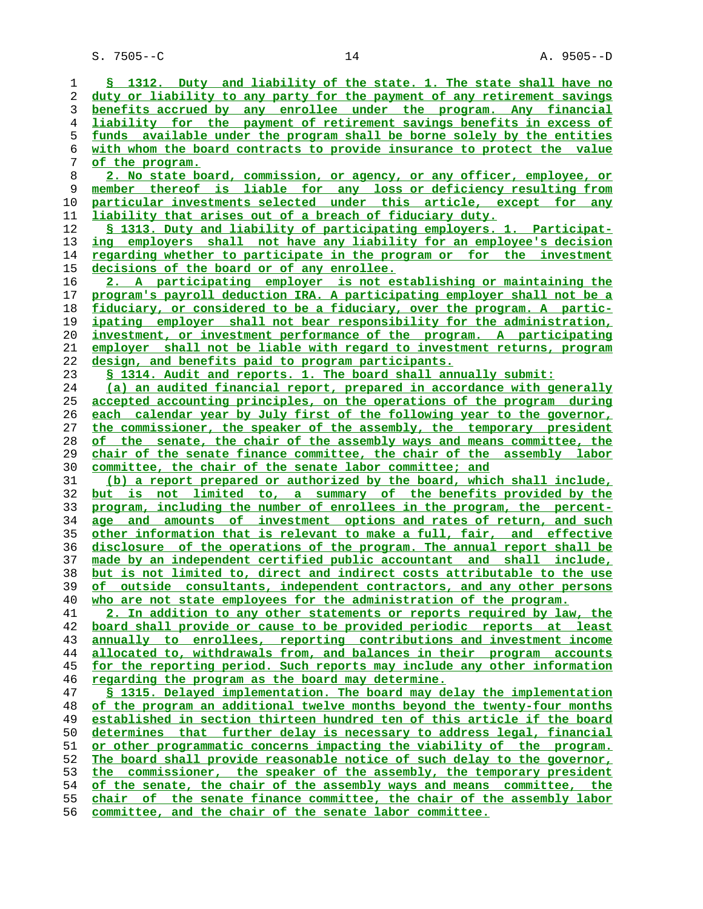§ 1312. Duty and liability of the state. 1. The state shall have no duty or liability to any party for the payment of any retirement savings benefits accrued by any enrollee under the program. Any financial liability for the payment of retirement savings benefits in excess of funds available under the program shall be borne solely by the entities with whom the board contracts to provide insurance to protect the value of the program.

2. No state board, commission, or agency, or any officer, employee, or member thereof is liable for any loss or deficiency resulting from particular investments selected under this article, except for any liability that arises out of a breach of fiduciary duty.

§ 1313. Duty and liability of participating employers. 1. Participating employers shall not have any liability for an employee's decision regarding whether to participate in the program or for the investment decisions of the board or of any enrollee.

2. A participating employer is not establishing or maintaining the program's payroll deduction IRA. A participating employer shall not be a fiduciary, or considered to be a fiduciary, over the program. A participating employer shall not bear responsibility for the administration, investment, or investment performance of the program. A participating employer shall not be liable with regard to investment returns, program design, and benefits paid to program participants.

§ 1314. Audit and reports. 1. The board shall annually submit:

(a) an audited financial report, prepared in accordance with generally accepted accounting principles, on the operations of the program during each calendar year by July first of the following year to the governor, the commissioner, the speaker of the assembly, the temporary president of the senate, the chair of the assembly ways and means committee, the chair of the senate finance committee, the chair of the assembly labor committee, the chair of the senate labor committee; and

(b) a report prepared or authorized by the board, which shall include, but is not limited to, a summary of the benefits provided by the program, including the number of enrollees in the program, the percentage and amounts of investment options and rates of return, and such other information that is relevant to make a full, fair, and effective disclosure of the operations of the program. The annual report shall be made by an independent certified public accountant and shall include, but is not limited to, direct and indirect costs attributable to the use of outside consultants, independent contractors, and any other persons who are not state employees for the administration of the program.

2. In addition to any other statements or reports required by law, the board shall provide or cause to be provided periodic reports at least annually to enrollees, reporting contributions and investment income allocated to, withdrawals from, and balances in their program accounts for the reporting period. Such reports may include any other information regarding the program as the board may determine.

§ 1315. Delayed implementation. The board may delay the implementation of the program an additional twelve months beyond the twenty-four months established in section thirteen hundred ten of this article if the board determines that further delay is necessary to address legal, financial or other programmatic concerns impacting the viability of the program. The board shall provide reasonable notice of such delay to the governor, the commissioner, the speaker of the assembly, the temporary president of the senate, the chair of the assembly ways and means committee, the chair of the senate finance committee, the chair of the assembly labor committee, and the chair of the senate labor committee.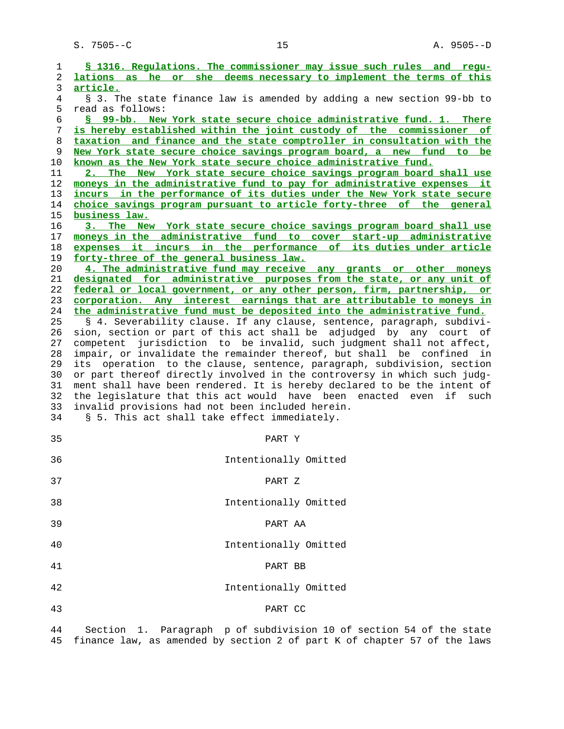§ 1316. Regulations. The commissioner may issue such rules and regulations as he or she deems necessary to implement the terms of this article.

§ 3. The state finance law is amended by adding a new section 99-bb to read as follows:

§ 99-bb. New York state secure choice administrative fund. 1. There is hereby established within the joint custody of the commissioner of taxation and finance and the state comptroller in consultation with the New York state secure choice savings program board, a new fund to be known as the New York state secure choice administrative fund.

2. The New York state secure choice savings program board shall use moneys in the administrative fund to pay for administrative expenses it incurs in the performance of its duties under the New York state secure choice savings program pursuant to article forty-three of the general business law.

3. The New York state secure choice savings program board shall use moneys in the administrative fund to cover start-up administrative expenses it incurs in the performance of its duties under article forty-three of the general business law.

4. The administrative fund may receive any grants or other moneys designated for administrative purposes from the state, or any unit of federal or local government, or any other person, firm, partnership, or corporation. Any interest earnings that are attributable to moneys in the administrative fund must be deposited into the administrative fund.

§ 4. Severability clause. If any clause, sentence, paragraph, subdivision, section or part of this act shall be adjudged by any court of competent jurisdiction to be invalid, such judgment shall not affect, impair, or invalidate the remainder thereof, but shall be confined in its operation to the clause, sentence, paragraph, subdivision, section or part thereof directly involved in the controversy in which such judgment shall have been rendered. It is hereby declared to be the intent of the legislature that this act would have been enacted even if such invalid provisions had not been included herein.

§ 5. This act shall take effect immediately.

PART Y

Intentionally Omitted

PART Z

Intentionally Omitted

PART AA

Intentionally Omitted

PART BB

Intentionally Omitted

PART CC

Section 1. Paragraph p of subdivision 10 of section 54 of the state finance law, as amended by section 2 of part K of chapter 57 of the laws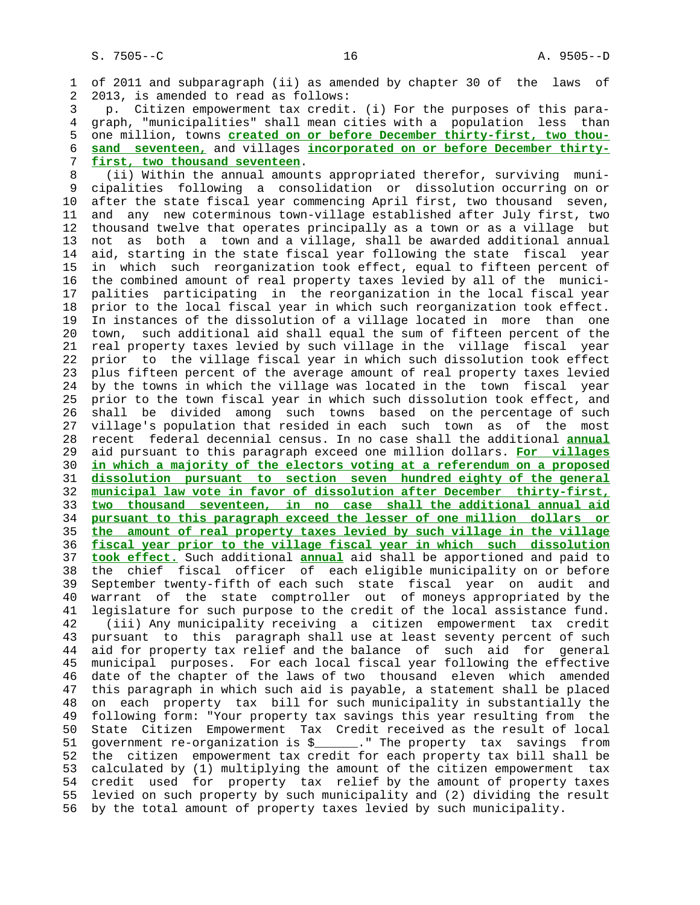of 2011 and subparagraph (ii) as amended by chapter 30 of the laws of 2013, is amended to read as follows:

p. Citizen empowerment tax credit. (i) For the purposes of this paragraph, "municipalities" shall mean cities with a population less than one million, towns **created on or before December thirty-first, two thousand seventeen,** and villages **incorporated on or before December thirty-first, two thousand seventeen**.

(ii) Within the annual amounts appropriated therefor, surviving municipalities following a consolidation or dissolution occurring on or after the state fiscal year commencing April first, two thousand seven, and any new coterminous town-village established after July first, two thousand twelve that operates principally as a town or as a village but not as both a town and a village, shall be awarded additional annual aid, starting in the state fiscal year following the state fiscal year in which such reorganization took effect, equal to fifteen percent of the combined amount of real property taxes levied by all of the municipalities participating in the reorganization in the local fiscal year prior to the local fiscal year in which such reorganization took effect. In instances of the dissolution of a village located in more than one town, such additional aid shall equal the sum of fifteen percent of the real property taxes levied by such village in the village fiscal year prior to the village fiscal year in which such dissolution took effect plus fifteen percent of the average amount of real property taxes levied by the towns in which the village was located in the town fiscal year prior to the town fiscal year in which such dissolution took effect, and shall be divided among such towns based on the percentage of such village's population that resided in each such town as of the most recent federal decennial census. In no case shall the additional **annual** aid pursuant to this paragraph exceed one million dollars. **For villages in which a majority of the electors voting at a referendum on a proposed dissolution pursuant to section seven hundred eighty of the general municipal law vote in favor of dissolution after December thirty-first, two thousand seventeen, in no case shall the additional annual aid pursuant to this paragraph exceed the lesser of one million dollars or the amount of real property taxes levied by such village in the village fiscal year prior to the village fiscal year in which such dissolution took effect.** Such additional **annual** aid shall be apportioned and paid to the chief fiscal officer of each eligible municipality on or before September twenty-fifth of each such state fiscal year on audit and warrant of the state comptroller out of moneys appropriated by the legislature for such purpose to the credit of the local assistance fund.

(iii) Any municipality receiving a citizen empowerment tax credit pursuant to this paragraph shall use at least seventy percent of such aid for property tax relief and the balance of such aid for general municipal purposes. For each local fiscal year following the effective date of the chapter of the laws of two thousand eleven which amended this paragraph in which such aid is payable, a statement shall be placed on each property tax bill for such municipality in substantially the following form: "Your property tax savings this year resulting from the State Citizen Empowerment Tax Credit received as the result of local government re-organization is $______." The property tax savings from the citizen empowerment tax credit for each property tax bill shall be calculated by (1) multiplying the amount of the citizen empowerment tax credit used for property tax relief by the amount of property taxes levied on such property by such municipality and (2) dividing the result by the total amount of property taxes levied by such municipality.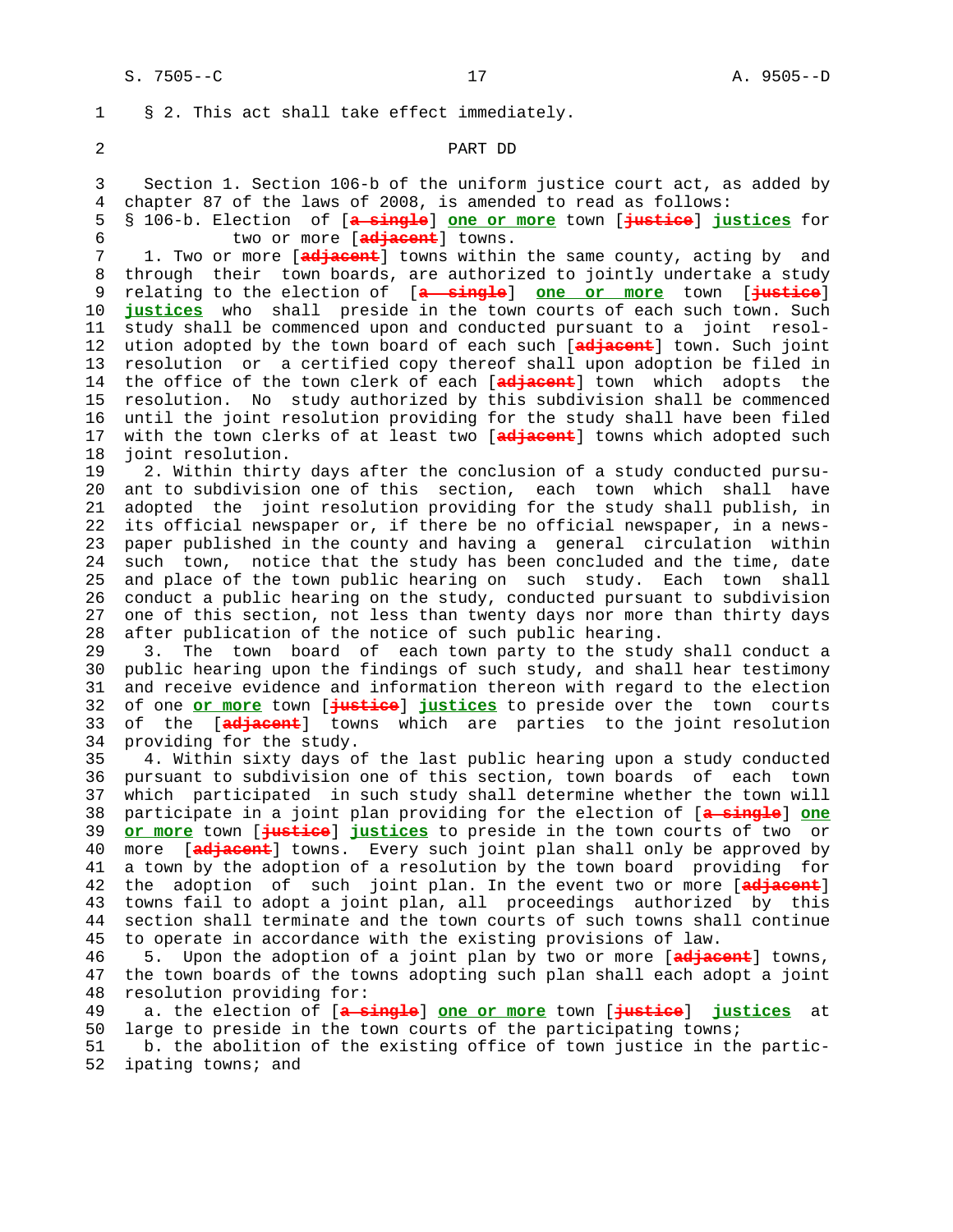§ 2. This act shall take effect immediately.

PART DD

Section 1. Section 106-b of the uniform justice court act, as added by chapter 87 of the laws of 2008, is amended to read as follows:

§ 106-b. Election of [~~a single~~] **one or more** town [~~justice~~] **justices** for two or more [~~adjacent~~] towns.

1. Two or more [~~adjacent~~] towns within the same county, acting by and through their town boards, are authorized to jointly undertake a study relating to the election of [~~a single~~] **one or more** town [~~justice~~] **justices** who shall preside in the town courts of each such town. Such study shall be commenced upon and conducted pursuant to a joint resolution adopted by the town board of each such [~~adjacent~~] town. Such joint resolution or a certified copy thereof shall upon adoption be filed in the office of the town clerk of each [~~adjacent~~] town which adopts the resolution. No study authorized by this subdivision shall be commenced until the joint resolution providing for the study shall have been filed with the town clerks of at least two [~~adjacent~~] towns which adopted such joint resolution.

2. Within thirty days after the conclusion of a study conducted pursuant to subdivision one of this section, each town which shall have adopted the joint resolution providing for the study shall publish, in its official newspaper or, if there be no official newspaper, in a newspaper published in the county and having a general circulation within such town, notice that the study has been concluded and the time, date and place of the town public hearing on such study. Each town shall conduct a public hearing on the study, conducted pursuant to subdivision one of this section, not less than twenty days nor more than thirty days after publication of the notice of such public hearing.

3. The town board of each town party to the study shall conduct a public hearing upon the findings of such study, and shall hear testimony and receive evidence and information thereon with regard to the election of one **or more** town [~~justice~~] **justices** to preside over the town courts of the [~~adjacent~~] towns which are parties to the joint resolution providing for the study.

4. Within sixty days of the last public hearing upon a study conducted pursuant to subdivision one of this section, town boards of each town which participated in such study shall determine whether the town will participate in a joint plan providing for the election of [~~a single~~] **one or more** town [~~justice~~] **justices** to preside in the town courts of two or more [~~adjacent~~] towns. Every such joint plan shall only be approved by a town by the adoption of a resolution by the town board providing for the adoption of such joint plan. In the event two or more [~~adjacent~~] towns fail to adopt a joint plan, all proceedings authorized by this section shall terminate and the town courts of such towns shall continue to operate in accordance with the existing provisions of law.

5. Upon the adoption of a joint plan by two or more [~~adjacent~~] towns, the town boards of the towns adopting such plan shall each adopt a joint resolution providing for:

a. the election of [~~a single~~] **one or more** town [~~justice~~] **justices** at large to preside in the town courts of the participating towns;

b. the abolition of the existing office of town justice in the participating towns; and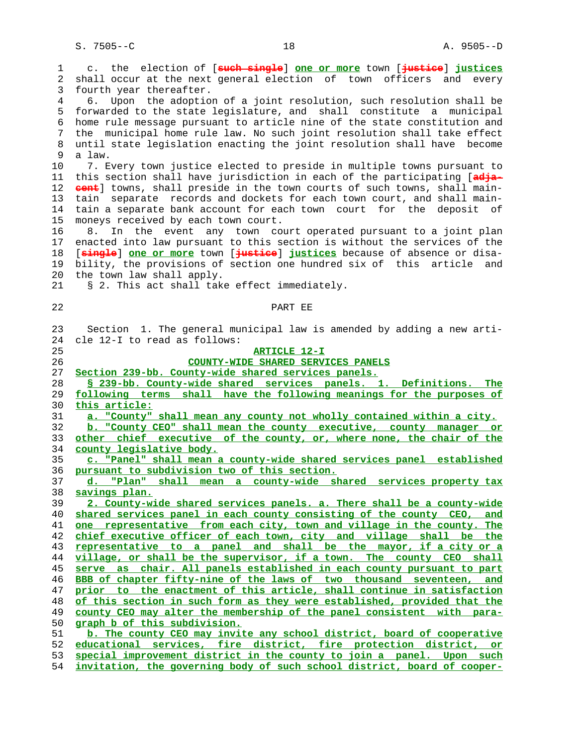c. the election of [such single] one or more town [justice] justices shall occur at the next general election of town officers and every fourth year thereafter.

6. Upon the adoption of a joint resolution, such resolution shall be forwarded to the state legislature, and shall constitute a municipal home rule message pursuant to article nine of the state constitution and the municipal home rule law. No such joint resolution shall take effect until state legislation enacting the joint resolution shall have become a law.

7. Every town justice elected to preside in multiple towns pursuant to this section shall have jurisdiction in each of the participating [adjacent] towns, shall preside in the town courts of such towns, shall maintain separate records and dockets for each town court, and shall maintain a separate bank account for each town court for the deposit of moneys received by each town court.

8. In the event any town court operated pursuant to a joint plan enacted into law pursuant to this section is without the services of the [single] one or more town [justice] justices because of absence or disability, the provisions of section one hundred six of this article and the town law shall apply.

§ 2. This act shall take effect immediately.

PART EE

Section 1. The general municipal law is amended by adding a new article 12-I to read as follows:

ARTICLE 12-I

COUNTY-WIDE SHARED SERVICES PANELS

Section 239-bb. County-wide shared services panels.

§ 239-bb. County-wide shared services panels. 1. Definitions. The following terms shall have the following meanings for the purposes of this article:

a. "County" shall mean any county not wholly contained within a city.

b. "County CEO" shall mean the county executive, county manager or other chief executive of the county, or, where none, the chair of the county legislative body.

c. "Panel" shall mean a county-wide shared services panel established pursuant to subdivision two of this section.

d. "Plan" shall mean a county-wide shared services property tax savings plan.

2. County-wide shared services panels. a. There shall be a county-wide shared services panel in each county consisting of the county CEO, and one representative from each city, town and village in the county. The chief executive officer of each town, city and village shall be the representative to a panel and shall be the mayor, if a city or a village, or shall be the supervisor, if a town. The county CEO shall serve as chair. All panels established in each county pursuant to part BBB of chapter fifty-nine of the laws of two thousand seventeen, and prior to the enactment of this article, shall continue in satisfaction of this section in such form as they were established, provided that the county CEO may alter the membership of the panel consistent with paragraph b of this subdivision.

b. The county CEO may invite any school district, board of cooperative educational services, fire district, fire protection district, or special improvement district in the county to join a panel. Upon such invitation, the governing body of such school district, board of cooper-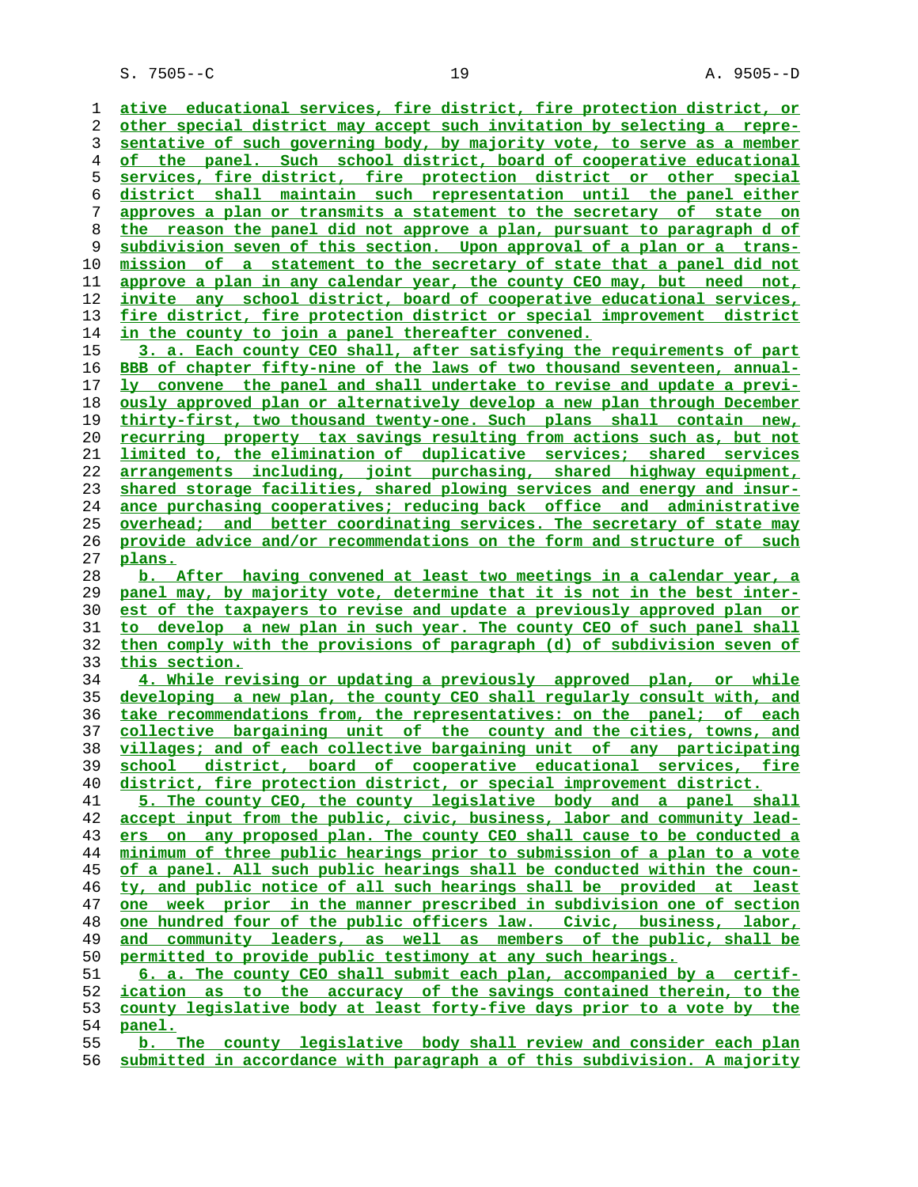ative educational services, fire district, fire protection district, or other special district may accept such invitation by selecting a representative of such governing body, by majority vote, to serve as a member of the panel. Such school district, board of cooperative educational services, fire district, fire protection district or other special district shall maintain such representation until the panel either approves a plan or transmits a statement to the secretary of state on the reason the panel did not approve a plan, pursuant to paragraph d of subdivision seven of this section. Upon approval of a plan or a transmission of a statement to the secretary of state that a panel did not approve a plan in any calendar year, the county CEO may, but need not, invite any school district, board of cooperative educational services, fire district, fire protection district or special improvement district in the county to join a panel thereafter convened.

3. a. Each county CEO shall, after satisfying the requirements of part BBB of chapter fifty-nine of the laws of two thousand seventeen, annually convene the panel and shall undertake to revise and update a previously approved plan or alternatively develop a new plan through December thirty-first, two thousand twenty-one. Such plans shall contain new, recurring property tax savings resulting from actions such as, but not limited to, the elimination of duplicative services; shared services arrangements including, joint purchasing, shared highway equipment, shared storage facilities, shared plowing services and energy and insurance purchasing cooperatives; reducing back office and administrative overhead; and better coordinating services. The secretary of state may provide advice and/or recommendations on the form and structure of such plans.

b. After having convened at least two meetings in a calendar year, a panel may, by majority vote, determine that it is not in the best interest of the taxpayers to revise and update a previously approved plan or to develop a new plan in such year. The county CEO of such panel shall then comply with the provisions of paragraph (d) of subdivision seven of this section.

4. While revising or updating a previously approved plan, or while developing a new plan, the county CEO shall regularly consult with, and take recommendations from, the representatives: on the panel; of each collective bargaining unit of the county and the cities, towns, and villages; and of each collective bargaining unit of any participating school district, board of cooperative educational services, fire district, fire protection district, or special improvement district.

5. The county CEO, the county legislative body and a panel shall accept input from the public, civic, business, labor and community leaders on any proposed plan. The county CEO shall cause to be conducted a minimum of three public hearings prior to submission of a plan to a vote of a panel. All such public hearings shall be conducted within the county, and public notice of all such hearings shall be provided at least one week prior in the manner prescribed in subdivision one of section one hundred four of the public officers law. Civic, business, labor, and community leaders, as well as members of the public, shall be permitted to provide public testimony at any such hearings.

6. a. The county CEO shall submit each plan, accompanied by a certification as to the accuracy of the savings contained therein, to the county legislative body at least forty-five days prior to a vote by the panel.

b. The county legislative body shall review and consider each plan submitted in accordance with paragraph a of this subdivision. A majority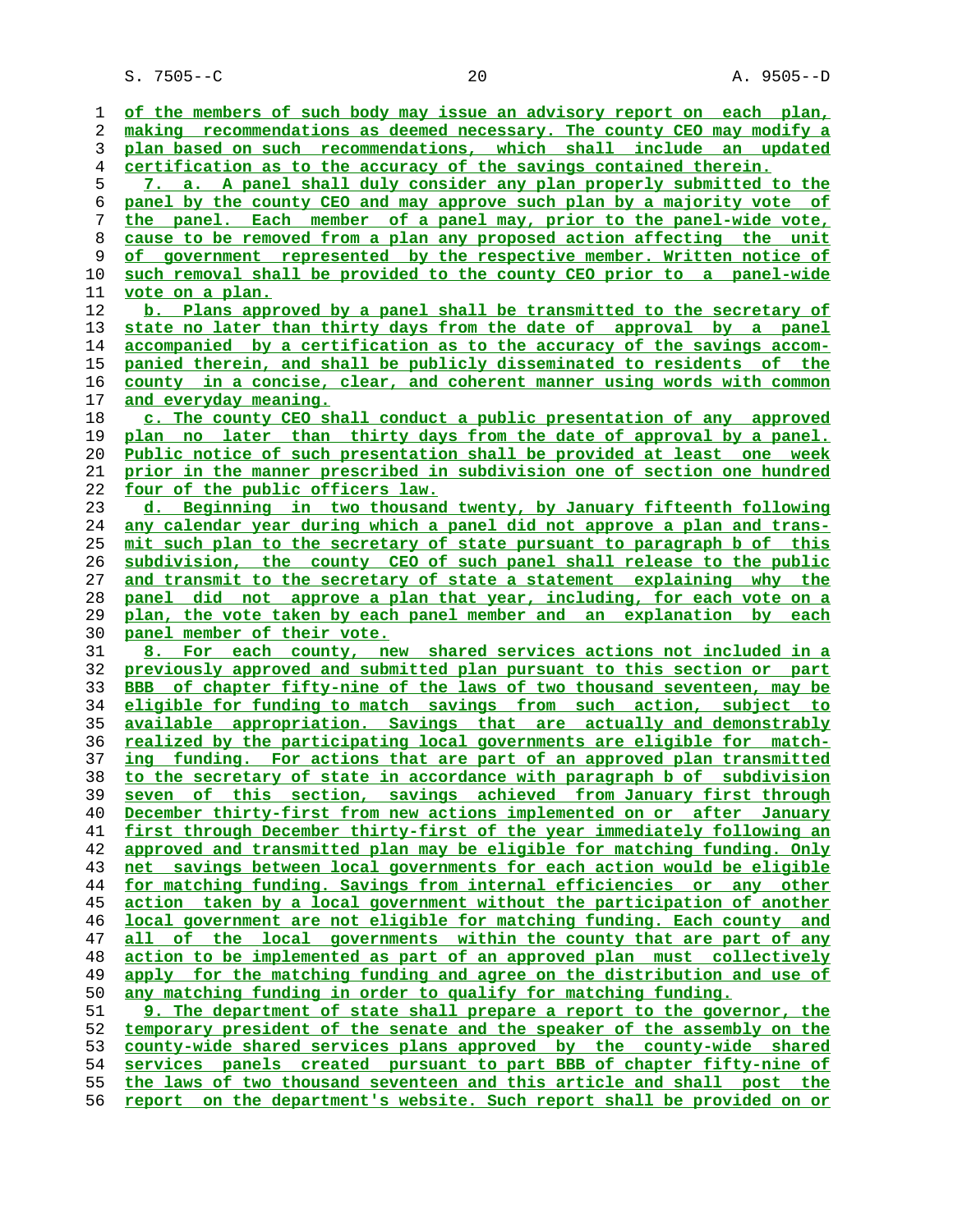of the members of such body may issue an advisory report on each plan, making recommendations as deemed necessary. The county CEO may modify a plan based on such recommendations, which shall include an updated certification as to the accuracy of the savings contained therein.

7. a. A panel shall duly consider any plan properly submitted to the panel by the county CEO and may approve such plan by a majority vote of the panel. Each member of a panel may, prior to the panel-wide vote, cause to be removed from a plan any proposed action affecting the unit of government represented by the respective member. Written notice of such removal shall be provided to the county CEO prior to a panel-wide vote on a plan.

b. Plans approved by a panel shall be transmitted to the secretary of state no later than thirty days from the date of approval by a panel accompanied by a certification as to the accuracy of the savings accompanied therein, and shall be publicly disseminated to residents of the county in a concise, clear, and coherent manner using words with common and everyday meaning.

c. The county CEO shall conduct a public presentation of any approved plan no later than thirty days from the date of approval by a panel. Public notice of such presentation shall be provided at least one week prior in the manner prescribed in subdivision one of section one hundred four of the public officers law.

d. Beginning in two thousand twenty, by January fifteenth following any calendar year during which a panel did not approve a plan and transmit such plan to the secretary of state pursuant to paragraph b of this subdivision, the county CEO of such panel shall release to the public and transmit to the secretary of state a statement explaining why the panel did not approve a plan that year, including, for each vote on a plan, the vote taken by each panel member and an explanation by each panel member of their vote.

8. For each county, new shared services actions not included in a previously approved and submitted plan pursuant to this section or part BBB of chapter fifty-nine of the laws of two thousand seventeen, may be eligible for funding to match savings from such action, subject to available appropriation. Savings that are actually and demonstrably realized by the participating local governments are eligible for matching funding. For actions that are part of an approved plan transmitted to the secretary of state in accordance with paragraph b of subdivision seven of this section, savings achieved from January first through December thirty-first from new actions implemented on or after January first through December thirty-first of the year immediately following an approved and transmitted plan may be eligible for matching funding. Only net savings between local governments for each action would be eligible for matching funding. Savings from internal efficiencies or any other action taken by a local government without the participation of another local government are not eligible for matching funding. Each county and all of the local governments within the county that are part of any action to be implemented as part of an approved plan must collectively apply for the matching funding and agree on the distribution and use of any matching funding in order to qualify for matching funding.

9. The department of state shall prepare a report to the governor, the temporary president of the senate and the speaker of the assembly on the county-wide shared services plans approved by the county-wide shared services panels created pursuant to part BBB of chapter fifty-nine of the laws of two thousand seventeen and this article and shall post the report on the department's website. Such report shall be provided on or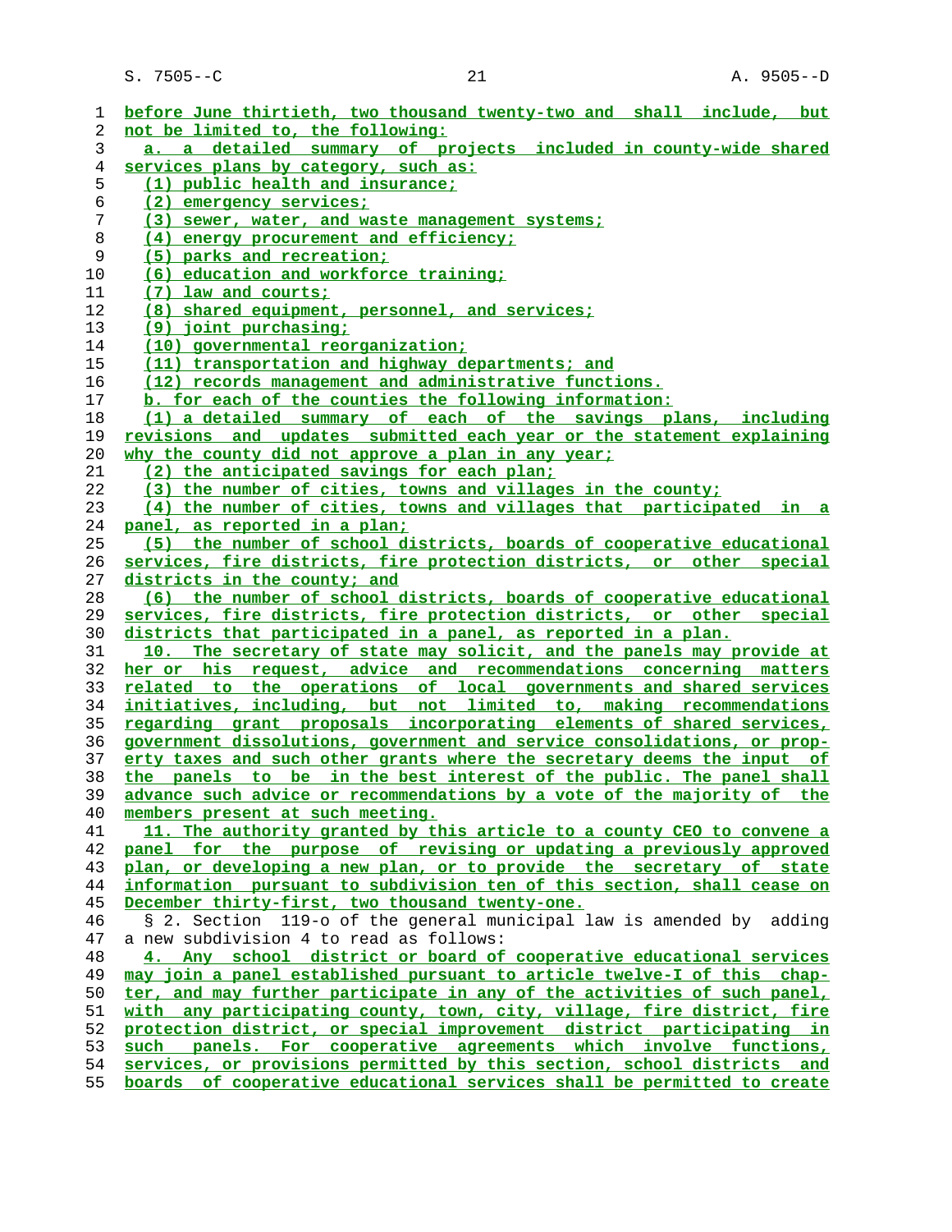before June thirtieth, two thousand twenty-two and shall include, but not be limited to, the following:

a. a detailed summary of projects included in county-wide shared services plans by category, such as:

(1) public health and insurance;

(2) emergency services;

(3) sewer, water, and waste management systems;

(4) energy procurement and efficiency;

(5) parks and recreation;

(6) education and workforce training;

(7) law and courts;

(8) shared equipment, personnel, and services;

(9) joint purchasing;

(10) governmental reorganization;

(11) transportation and highway departments; and

(12) records management and administrative functions.

b. for each of the counties the following information:

(1) a detailed summary of each of the savings plans, including revisions and updates submitted each year or the statement explaining why the county did not approve a plan in any year;

(2) the anticipated savings for each plan;

(3) the number of cities, towns and villages in the county;

(4) the number of cities, towns and villages that participated in a panel, as reported in a plan;

(5) the number of school districts, boards of cooperative educational services, fire districts, fire protection districts, or other special districts in the county; and

(6) the number of school districts, boards of cooperative educational services, fire districts, fire protection districts, or other special districts that participated in a panel, as reported in a plan.

10. The secretary of state may solicit, and the panels may provide at her or his request, advice and recommendations concerning matters related to the operations of local governments and shared services initiatives, including, but not limited to, making recommendations regarding grant proposals incorporating elements of shared services, government dissolutions, government and service consolidations, or property taxes and such other grants where the secretary deems the input of the panels to be in the best interest of the public. The panel shall advance such advice or recommendations by a vote of the majority of the members present at such meeting.

11. The authority granted by this article to a county CEO to convene a panel for the purpose of revising or updating a previously approved plan, or developing a new plan, or to provide the secretary of state information pursuant to subdivision ten of this section, shall cease on December thirty-first, two thousand twenty-one.

§ 2. Section 119-o of the general municipal law is amended by adding a new subdivision 4 to read as follows:

4. Any school district or board of cooperative educational services may join a panel established pursuant to article twelve-I of this chapter, and may further participate in any of the activities of such panel, with any participating county, town, city, village, fire district, fire protection district, or special improvement district participating in such panels. For cooperative agreements which involve functions, services, or provisions permitted by this section, school districts and boards of cooperative educational services shall be permitted to create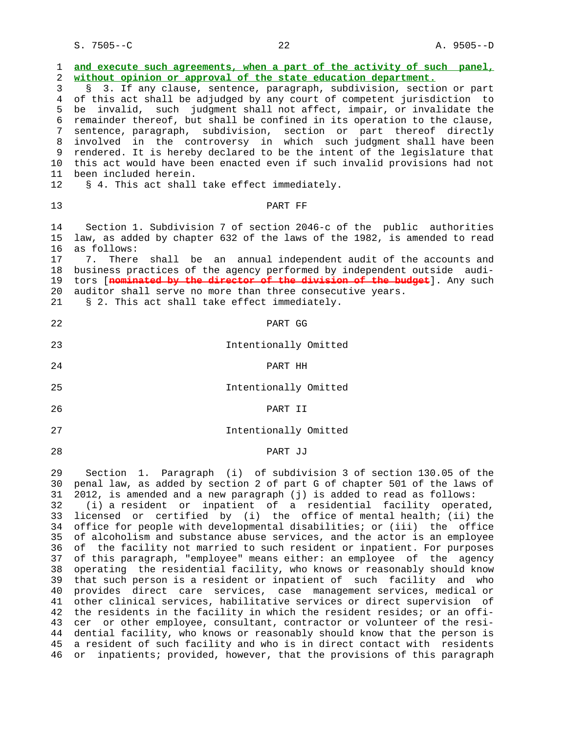**and execute such agreements, when a part of the activity of such panel, without opinion or approval of the state education department.**

§ 3. If any clause, sentence, paragraph, subdivision, section or part of this act shall be adjudged by any court of competent jurisdiction to be invalid, such judgment shall not affect, impair, or invalidate the remainder thereof, but shall be confined in its operation to the clause, sentence, paragraph, subdivision, section or part thereof directly involved in the controversy in which such judgment shall have been rendered. It is hereby declared to be the intent of the legislature that this act would have been enacted even if such invalid provisions had not been included herein.

§ 4. This act shall take effect immediately.

PART FF

Section 1. Subdivision 7 of section 2046-c of the public authorities law, as added by chapter 632 of the laws of the 1982, is amended to read as follows:

7. There shall be an annual independent audit of the accounts and business practices of the agency performed by independent outside auditors [~~nominated by the director of the division of the budget~~]. Any such auditor shall serve no more than three consecutive years.

§ 2. This act shall take effect immediately.

PART GG

Intentionally Omitted

PART HH

Intentionally Omitted

PART II

Intentionally Omitted

PART JJ

Section 1. Paragraph (i) of subdivision 3 of section 130.05 of the penal law, as added by section 2 of part G of chapter 501 of the laws of 2012, is amended and a new paragraph (j) is added to read as follows:

(i) a resident or inpatient of a residential facility operated, licensed or certified by (i) the office of mental health; (ii) the office for people with developmental disabilities; or (iii) the office of alcoholism and substance abuse services, and the actor is an employee of the facility not married to such resident or inpatient. For purposes of this paragraph, "employee" means either: an employee of the agency operating the residential facility, who knows or reasonably should know that such person is a resident or inpatient of such facility and who provides direct care services, case management services, medical or other clinical services, habilitative services or direct supervision of the residents in the facility in which the resident resides; or an officer or other employee, consultant, contractor or volunteer of the residential facility, who knows or reasonably should know that the person is a resident of such facility and who is in direct contact with residents or inpatients; provided, however, that the provisions of this paragraph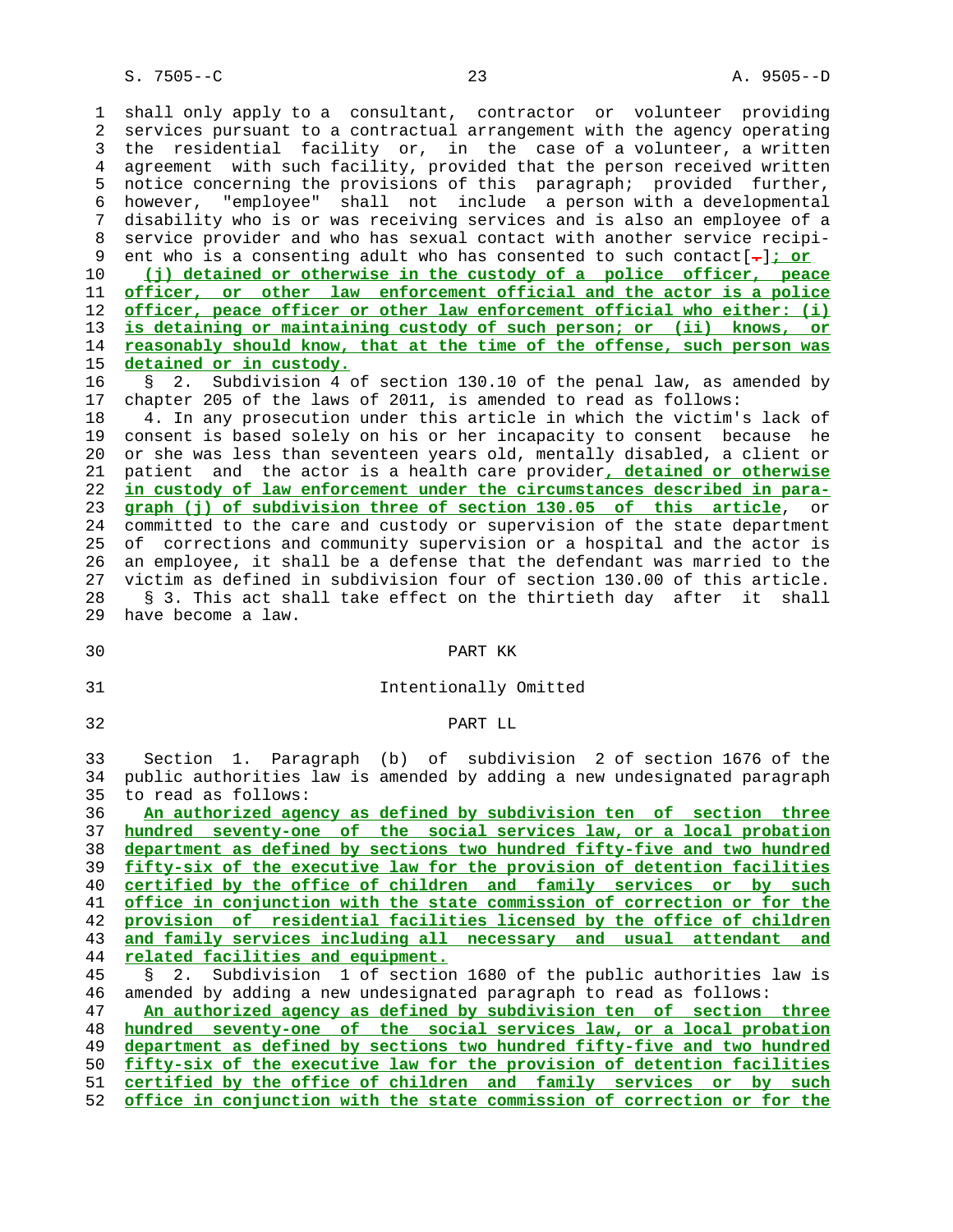shall only apply to a consultant, contractor or volunteer providing services pursuant to a contractual arrangement with the agency operating the residential facility or, in the case of a volunteer, a written agreement with such facility, provided that the person received written notice concerning the provisions of this paragraph; provided further, however, "employee" shall not include a person with a developmental disability who is or was receiving services and is also an employee of a service provider and who has sexual contact with another service recipient who is a consenting adult who has consented to such contact[.]; or

(j) detained or otherwise in the custody of a police officer, peace officer, or other law enforcement official and the actor is a police officer, peace officer or other law enforcement official who either: (i) is detaining or maintaining custody of such person; or (ii) knows, or reasonably should know, that at the time of the offense, such person was detained or in custody.

§ 2. Subdivision 4 of section 130.10 of the penal law, as amended by chapter 205 of the laws of 2011, is amended to read as follows:

4. In any prosecution under this article in which the victim's lack of consent is based solely on his or her incapacity to consent because he or she was less than seventeen years old, mentally disabled, a client or patient and the actor is a health care provider, detained or otherwise in custody of law enforcement under the circumstances described in paragraph (j) of subdivision three of section 130.05 of this article, or committed to the care and custody or supervision of the state department of corrections and community supervision or a hospital and the actor is an employee, it shall be a defense that the defendant was married to the victim as defined in subdivision four of section 130.00 of this article.

§ 3. This act shall take effect on the thirtieth day after it shall have become a law.

PART KK

Intentionally Omitted

PART LL

Section 1. Paragraph (b) of subdivision 2 of section 1676 of the public authorities law is amended by adding a new undesignated paragraph to read as follows:

An authorized agency as defined by subdivision ten of section three hundred seventy-one of the social services law, or a local probation department as defined by sections two hundred fifty-five and two hundred fifty-six of the executive law for the provision of detention facilities certified by the office of children and family services or by such office in conjunction with the state commission of correction or for the provision of residential facilities licensed by the office of children and family services including all necessary and usual attendant and related facilities and equipment.

§ 2. Subdivision 1 of section 1680 of the public authorities law is amended by adding a new undesignated paragraph to read as follows:

An authorized agency as defined by subdivision ten of section three hundred seventy-one of the social services law, or a local probation department as defined by sections two hundred fifty-five and two hundred fifty-six of the executive law for the provision of detention facilities certified by the office of children and family services or by such office in conjunction with the state commission of correction or for the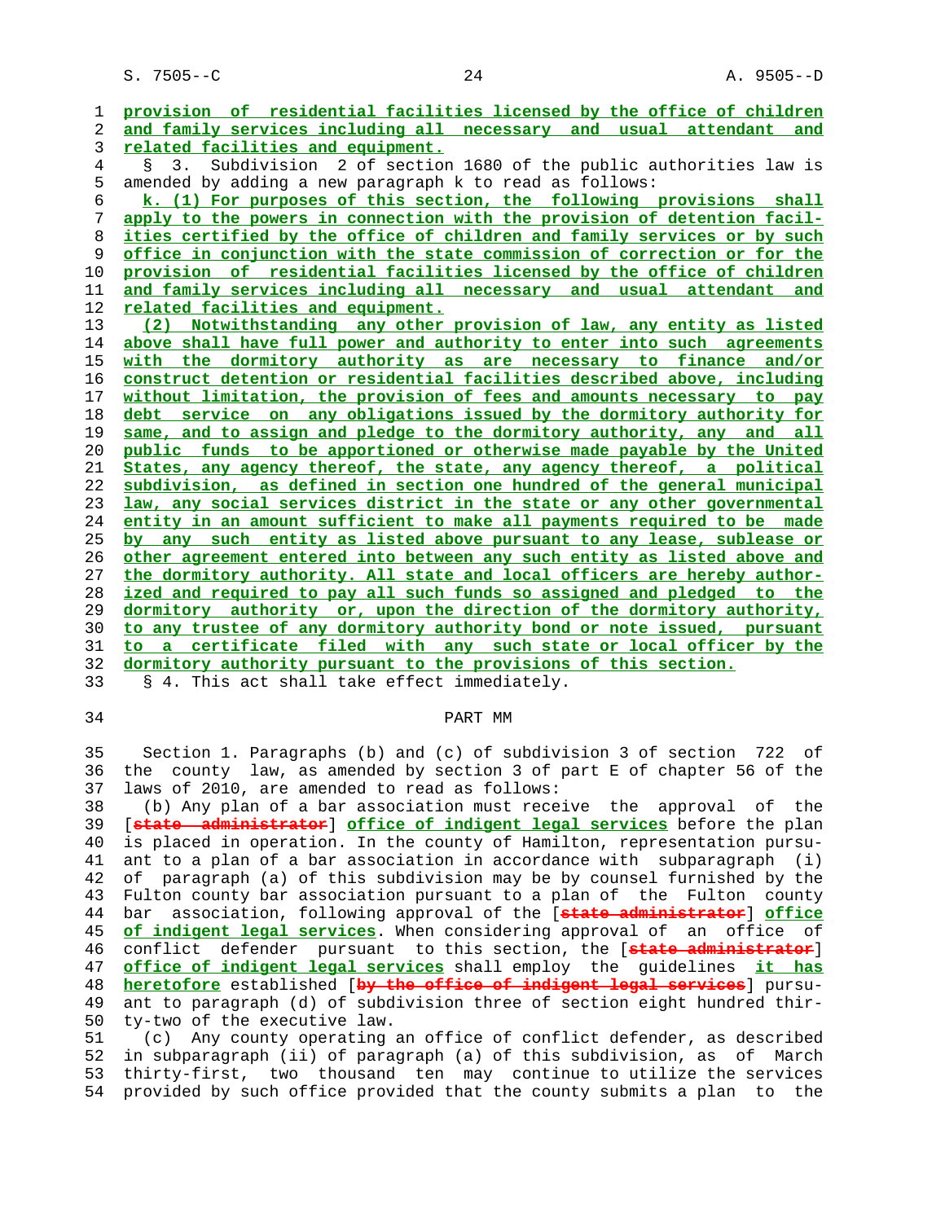provision of residential facilities licensed by the office of children and family services including all necessary and usual attendant and related facilities and equipment.

§ 3. Subdivision 2 of section 1680 of the public authorities law is amended by adding a new paragraph k to read as follows:

k. (1) For purposes of this section, the following provisions shall apply to the powers in connection with the provision of detention facilities certified by the office of children and family services or by such office in conjunction with the state commission of correction or for the provision of residential facilities licensed by the office of children and family services including all necessary and usual attendant and related facilities and equipment.

(2) Notwithstanding any other provision of law, any entity as listed above shall have full power and authority to enter into such agreements with the dormitory authority as are necessary to finance and/or construct detention or residential facilities described above, including without limitation, the provision of fees and amounts necessary to pay debt service on any obligations issued by the dormitory authority for same, and to assign and pledge to the dormitory authority, any and all public funds to be apportioned or otherwise made payable by the United States, any agency thereof, the state, any agency thereof, a political subdivision, as defined in section one hundred of the general municipal law, any social services district in the state or any other governmental entity in an amount sufficient to make all payments required to be made by any such entity as listed above pursuant to any lease, sublease or other agreement entered into between any such entity as listed above and the dormitory authority. All state and local officers are hereby authorized and required to pay all such funds so assigned and pledged to the dormitory authority or, upon the direction of the dormitory authority, to any trustee of any dormitory authority bond or note issued, pursuant to a certificate filed with any such state or local officer by the dormitory authority pursuant to the provisions of this section.

§ 4. This act shall take effect immediately.

## PART MM

Section 1. Paragraphs (b) and (c) of subdivision 3 of section 722 of the county law, as amended by section 3 of part E of chapter 56 of the laws of 2010, are amended to read as follows:

(b) Any plan of a bar association must receive the approval of the [state administrator] office of indigent legal services before the plan is placed in operation. In the county of Hamilton, representation pursuant to a plan of a bar association in accordance with subparagraph (i) of paragraph (a) of this subdivision may be by counsel furnished by the Fulton county bar association pursuant to a plan of the Fulton county bar association, following approval of the [state administrator] office of indigent legal services. When considering approval of an office of conflict defender pursuant to this section, the [state administrator] office of indigent legal services shall employ the guidelines it has heretofore established [by the office of indigent legal services] pursuant to paragraph (d) of subdivision three of section eight hundred thirty-two of the executive law.

(c) Any county operating an office of conflict defender, as described in subparagraph (ii) of paragraph (a) of this subdivision, as of March thirty-first, two thousand ten may continue to utilize the services provided by such office provided that the county submits a plan to the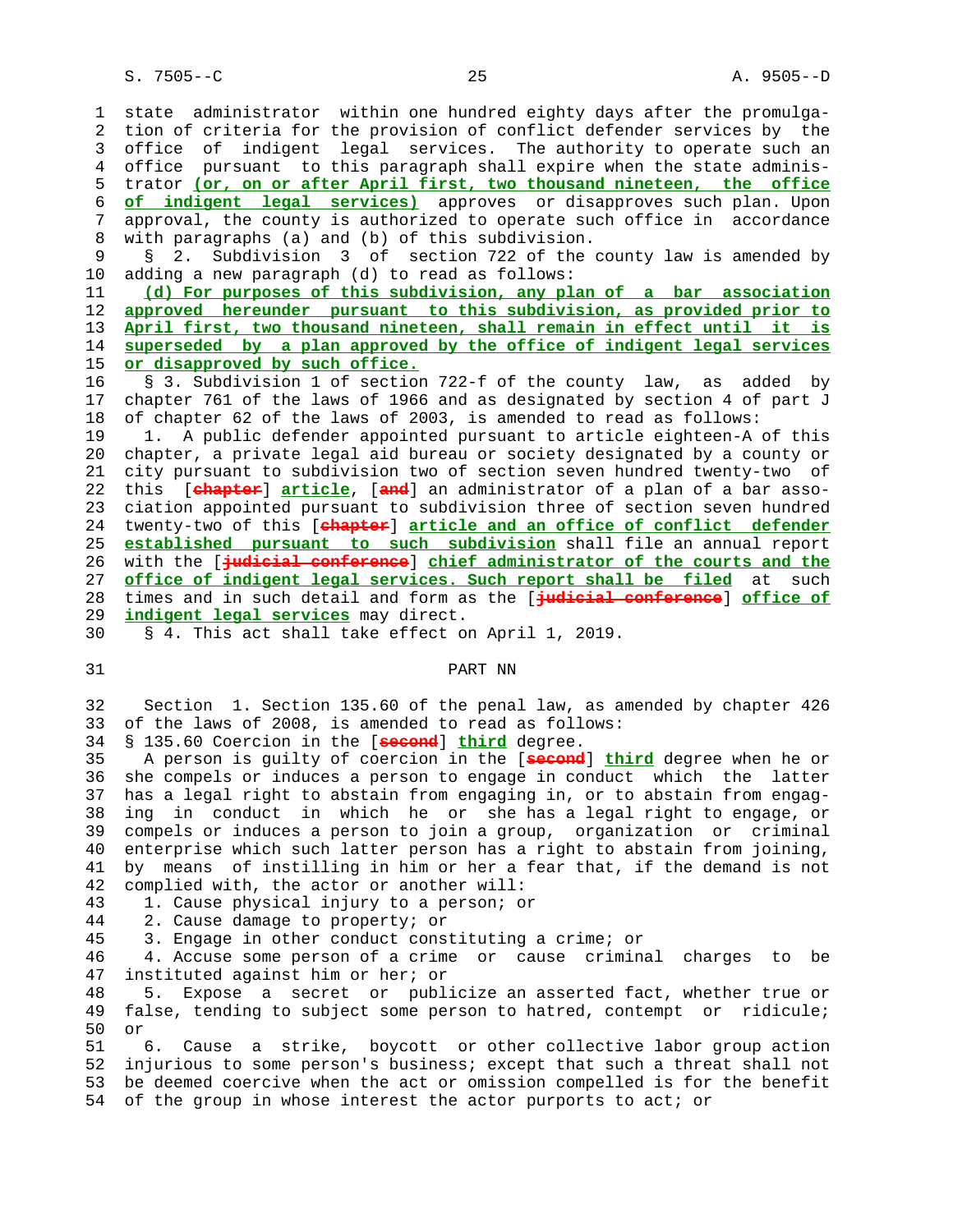state administrator within one hundred eighty days after the promulgation of criteria for the provision of conflict defender services by the office of indigent legal services. The authority to operate such an office pursuant to this paragraph shall expire when the state administrator **(or, on or after April first, two thousand nineteen, the office of indigent legal services)** approves or disapproves such plan. Upon approval, the county is authorized to operate such office in accordance with paragraphs (a) and (b) of this subdivision.

§ 2. Subdivision 3 of section 722 of the county law is amended by adding a new paragraph (d) to read as follows:

**(d) For purposes of this subdivision, any plan of a bar association approved hereunder pursuant to this subdivision, as provided prior to April first, two thousand nineteen, shall remain in effect until it is superseded by a plan approved by the office of indigent legal services or disapproved by such office.**

§ 3. Subdivision 1 of section 722-f of the county law, as added by chapter 761 of the laws of 1966 and as designated by section 4 of part J of chapter 62 of the laws of 2003, is amended to read as follows:

1. A public defender appointed pursuant to article eighteen-A of this chapter, a private legal aid bureau or society designated by a county or city pursuant to subdivision two of section seven hundred twenty-two of this [~~chapter~~] **article**, [~~and~~] an administrator of a plan of a bar association appointed pursuant to subdivision three of section seven hundred twenty-two of this [~~chapter~~] **article and an office of conflict defender established pursuant to such subdivision** shall file an annual report with the [~~judicial conference~~] **chief administrator of the courts and the office of indigent legal services. Such report shall be filed** at such times and in such detail and form as the [~~judicial conference~~] **office of indigent legal services** may direct.

§ 4. This act shall take effect on April 1, 2019.

## PART NN

Section 1. Section 135.60 of the penal law, as amended by chapter 426 of the laws of 2008, is amended to read as follows:

§ 135.60 Coercion in the [~~second~~] **third** degree.

A person is guilty of coercion in the [~~second~~] **third** degree when he or she compels or induces a person to engage in conduct which the latter has a legal right to abstain from engaging in, or to abstain from engaging in conduct in which he or she has a legal right to engage, or compels or induces a person to join a group, organization or criminal enterprise which such latter person has a right to abstain from joining, by means of instilling in him or her a fear that, if the demand is not complied with, the actor or another will:

1. Cause physical injury to a person; or
2. Cause damage to property; or
3. Engage in other conduct constituting a crime; or
4. Accuse some person of a crime or cause criminal charges to be instituted against him or her; or
5. Expose a secret or publicize an asserted fact, whether true or false, tending to subject some person to hatred, contempt or ridicule; or
6. Cause a strike, boycott or other collective labor group action injurious to some person's business; except that such a threat shall not be deemed coercive when the act or omission compelled is for the benefit of the group in whose interest the actor purports to act; or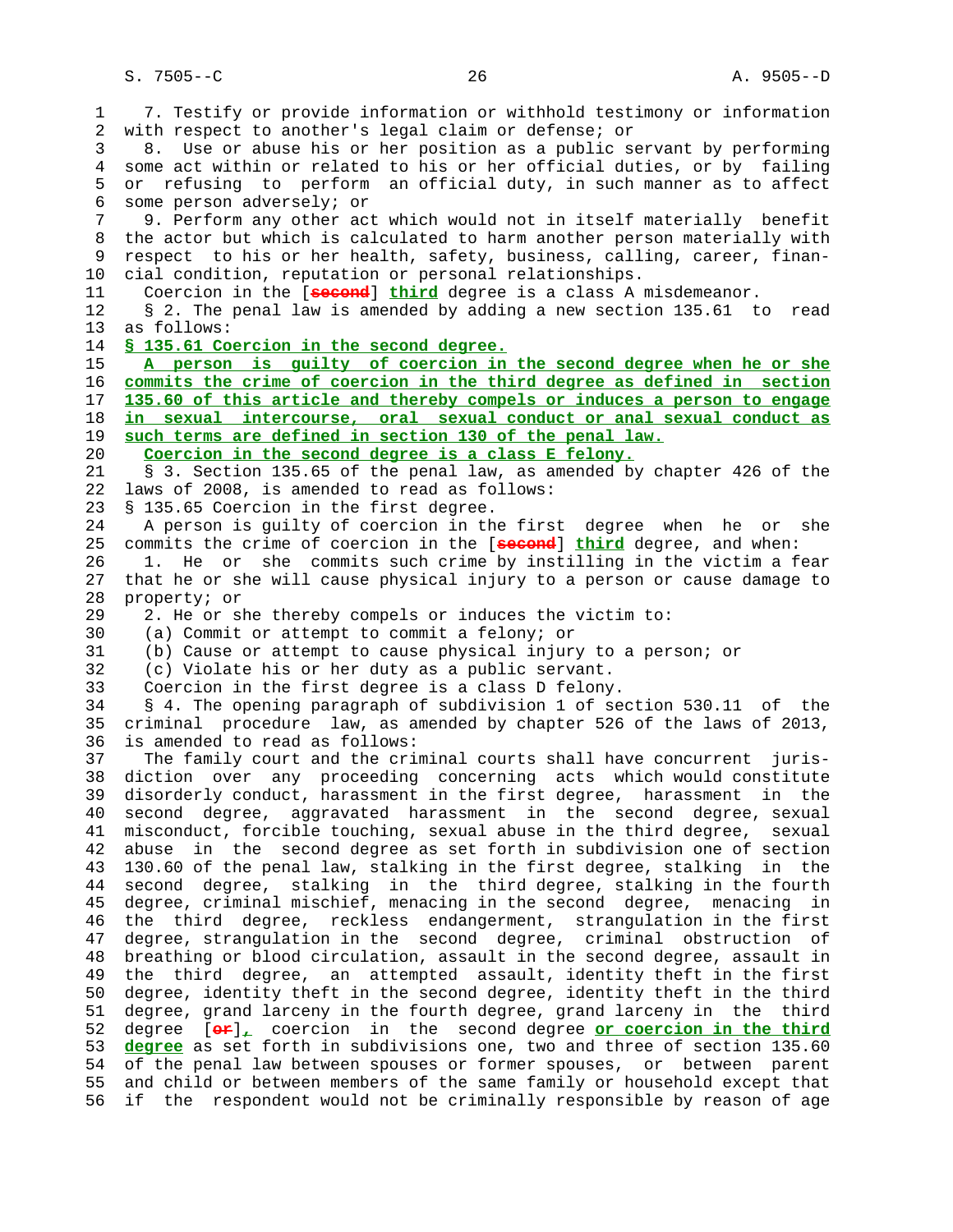7. Testify or provide information or withhold testimony or information with respect to another's legal claim or defense; or

8. Use or abuse his or her position as a public servant by performing some act within or related to his or her official duties, or by failing or refusing to perform an official duty, in such manner as to affect some person adversely; or

9. Perform any other act which would not in itself materially benefit the actor but which is calculated to harm another person materially with respect to his or her health, safety, business, calling, career, financial condition, reputation or personal relationships.

Coercion in the [~~second~~] __third__ degree is a class A misdemeanor.

§ 2. The penal law is amended by adding a new section 135.61 to read as follows:

__§ 135.61 Coercion in the second degree.__

__A person is guilty of coercion in the second degree when he or she commits the crime of coercion in the third degree as defined in section 135.60 of this article and thereby compels or induces a person to engage in sexual intercourse, oral sexual conduct or anal sexual conduct as such terms are defined in section 130 of the penal law.__

__Coercion in the second degree is a class E felony.__

§ 3. Section 135.65 of the penal law, as amended by chapter 426 of the laws of 2008, is amended to read as follows:

§ 135.65 Coercion in the first degree.

A person is guilty of coercion in the first degree when he or she commits the crime of coercion in the [~~second~~] __third__ degree, and when:

1. He or she commits such crime by instilling in the victim a fear that he or she will cause physical injury to a person or cause damage to property; or

2. He or she thereby compels or induces the victim to:

(a) Commit or attempt to commit a felony; or

(b) Cause or attempt to cause physical injury to a person; or

(c) Violate his or her duty as a public servant.

Coercion in the first degree is a class D felony.

§ 4. The opening paragraph of subdivision 1 of section 530.11 of the criminal procedure law, as amended by chapter 526 of the laws of 2013, is amended to read as follows:

The family court and the criminal courts shall have concurrent jurisdiction over any proceeding concerning acts which would constitute disorderly conduct, harassment in the first degree, harassment in the second degree, aggravated harassment in the second degree, sexual misconduct, forcible touching, sexual abuse in the third degree, sexual abuse in the second degree as set forth in subdivision one of section 130.60 of the penal law, stalking in the first degree, stalking in the second degree, stalking in the third degree, stalking in the fourth degree, criminal mischief, menacing in the second degree, menacing in the third degree, reckless endangerment, strangulation in the first degree, strangulation in the second degree, criminal obstruction of breathing or blood circulation, assault in the second degree, assault in the third degree, an attempted assault, identity theft in the first degree, identity theft in the second degree, identity theft in the third degree, grand larceny in the fourth degree, grand larceny in the third degree [~~or~~]__,__ coercion in the second degree __or coercion in the third degree__ as set forth in subdivisions one, two and three of section 135.60 of the penal law between spouses or former spouses, or between parent and child or between members of the same family or household except that if the respondent would not be criminally responsible by reason of age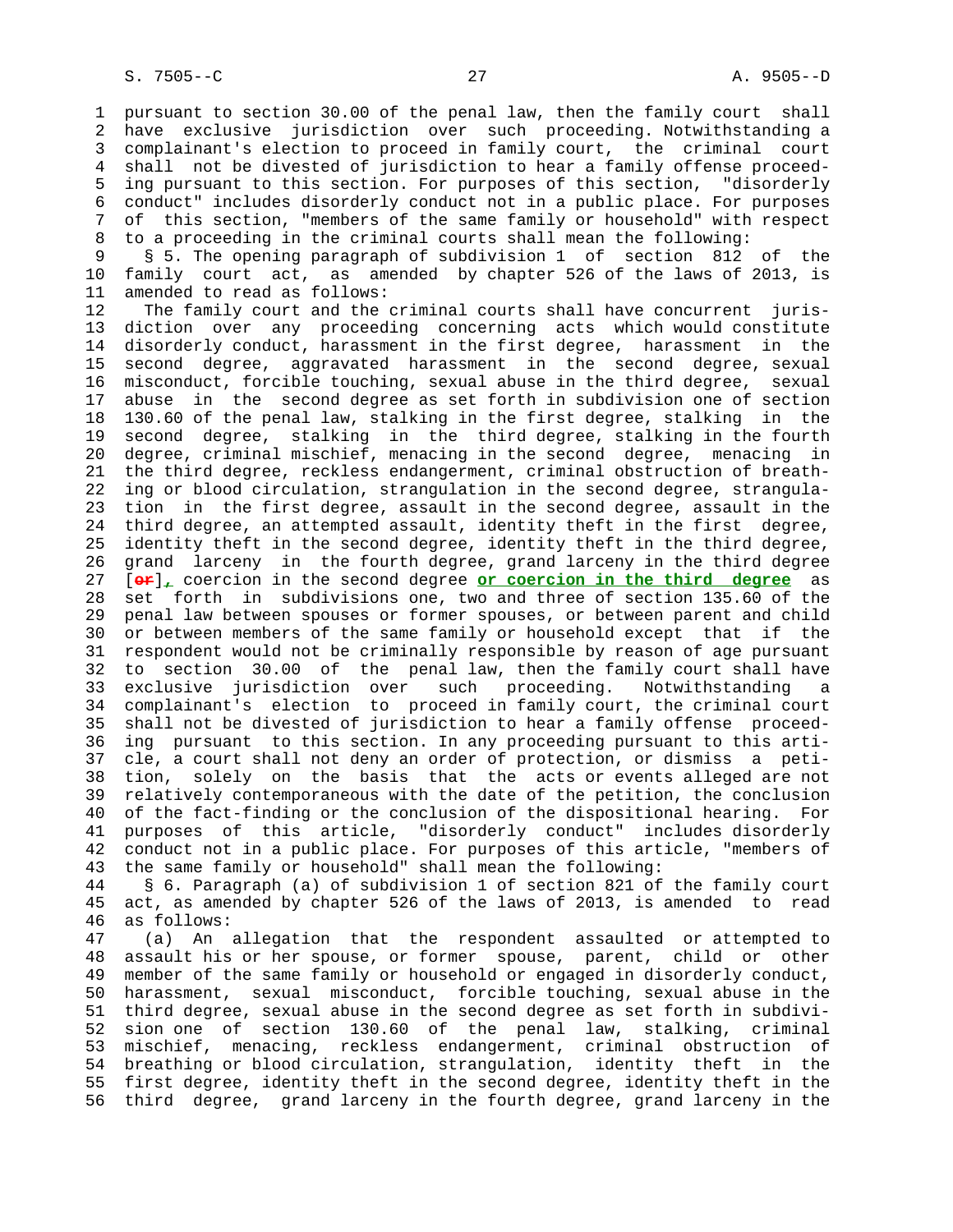pursuant to section 30.00 of the penal law, then the family court shall have exclusive jurisdiction over such proceeding. Notwithstanding a complainant's election to proceed in family court, the criminal court shall not be divested of jurisdiction to hear a family offense proceeding pursuant to this section. For purposes of this section, "disorderly conduct" includes disorderly conduct not in a public place. For purposes of this section, "members of the same family or household" with respect to a proceeding in the criminal courts shall mean the following:

§ 5. The opening paragraph of subdivision 1 of section 812 of the family court act, as amended by chapter 526 of the laws of 2013, is amended to read as follows:

The family court and the criminal courts shall have concurrent jurisdiction over any proceeding concerning acts which would constitute disorderly conduct, harassment in the first degree, harassment in the second degree, aggravated harassment in the second degree, sexual misconduct, forcible touching, sexual abuse in the third degree, sexual abuse in the second degree as set forth in subdivision one of section 130.60 of the penal law, stalking in the first degree, stalking in the second degree, stalking in the third degree, stalking in the fourth degree, criminal mischief, menacing in the second degree, menacing in the third degree, reckless endangerment, criminal obstruction of breathing or blood circulation, strangulation in the second degree, strangulation in the first degree, assault in the second degree, assault in the third degree, an attempted assault, identity theft in the first degree, identity theft in the second degree, identity theft in the third degree, grand larceny in the fourth degree, grand larceny in the third degree [or], coercion in the second degree **or coercion in the third degree** as set forth in subdivisions one, two and three of section 135.60 of the penal law between spouses or former spouses, or between parent and child or between members of the same family or household except that if the respondent would not be criminally responsible by reason of age pursuant to section 30.00 of the penal law, then the family court shall have exclusive jurisdiction over such proceeding. Notwithstanding a complainant's election to proceed in family court, the criminal court shall not be divested of jurisdiction to hear a family offense proceeding pursuant to this section. In any proceeding pursuant to this article, a court shall not deny an order of protection, or dismiss a petition, solely on the basis that the acts or events alleged are not relatively contemporaneous with the date of the petition, the conclusion of the fact-finding or the conclusion of the dispositional hearing. For purposes of this article, "disorderly conduct" includes disorderly conduct not in a public place. For purposes of this article, "members of the same family or household" shall mean the following:

§ 6. Paragraph (a) of subdivision 1 of section 821 of the family court act, as amended by chapter 526 of the laws of 2013, is amended to read as follows:

(a) An allegation that the respondent assaulted or attempted to assault his or her spouse, or former spouse, parent, child or other member of the same family or household or engaged in disorderly conduct, harassment, sexual misconduct, forcible touching, sexual abuse in the third degree, sexual abuse in the second degree as set forth in subdivision one of section 130.60 of the penal law, stalking, criminal mischief, menacing, reckless endangerment, criminal obstruction of breathing or blood circulation, strangulation, identity theft in the first degree, identity theft in the second degree, identity theft in the third degree, grand larceny in the fourth degree, grand larceny in the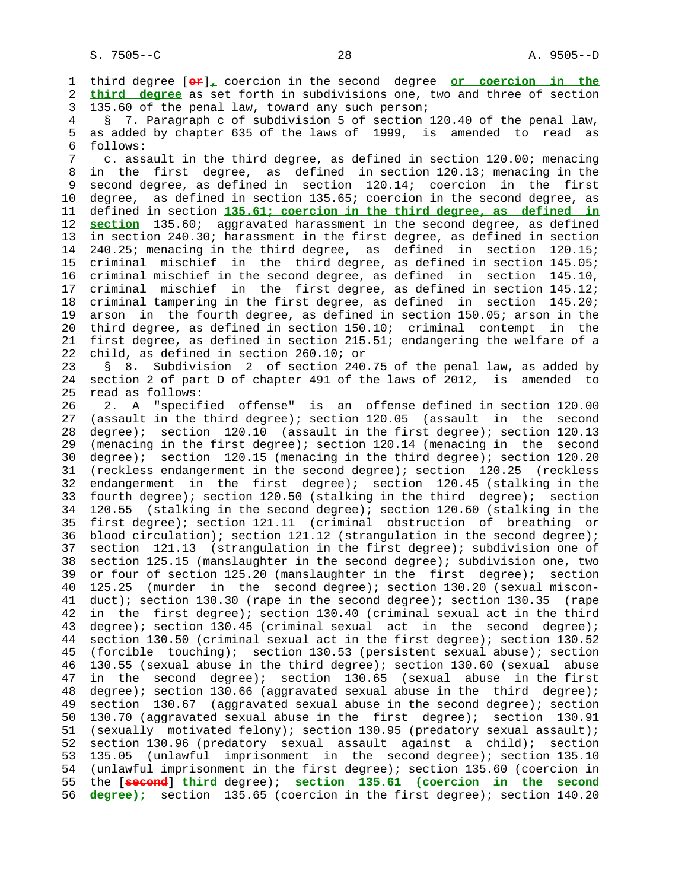third degree [~~or~~]**,** coercion in the second degree **or coercion in the third degree** as set forth in subdivisions one, two and three of section 135.60 of the penal law, toward any such person;

§ 7. Paragraph c of subdivision 5 of section 120.40 of the penal law, as added by chapter 635 of the laws of 1999, is amended to read as follows:

c. assault in the third degree, as defined in section 120.00; menacing in the first degree, as defined in section 120.13; menacing in the second degree, as defined in section 120.14; coercion in the first degree, as defined in section 135.65; coercion in the second degree, as defined in section **135.61; coercion in the third degree, as defined in section** 135.60; aggravated harassment in the second degree, as defined in section 240.30; harassment in the first degree, as defined in section 240.25; menacing in the third degree, as defined in section 120.15; criminal mischief in the third degree, as defined in section 145.05; criminal mischief in the second degree, as defined in section 145.10, criminal mischief in the first degree, as defined in section 145.12; criminal tampering in the first degree, as defined in section 145.20; arson in the fourth degree, as defined in section 150.05; arson in the third degree, as defined in section 150.10; criminal contempt in the first degree, as defined in section 215.51; endangering the welfare of a child, as defined in section 260.10; or

§ 8. Subdivision 2 of section 240.75 of the penal law, as added by section 2 of part D of chapter 491 of the laws of 2012, is amended to read as follows:

2. A "specified offense" is an offense defined in section 120.00 (assault in the third degree); section 120.05 (assault in the second degree); section 120.10 (assault in the first degree); section 120.13 (menacing in the first degree); section 120.14 (menacing in the second degree); section 120.15 (menacing in the third degree); section 120.20 (reckless endangerment in the second degree); section 120.25 (reckless endangerment in the first degree); section 120.45 (stalking in the fourth degree); section 120.50 (stalking in the third degree); section 120.55 (stalking in the second degree); section 120.60 (stalking in the first degree); section 121.11 (criminal obstruction of breathing or blood circulation); section 121.12 (strangulation in the second degree); section 121.13 (strangulation in the first degree); subdivision one of section 125.15 (manslaughter in the second degree); subdivision one, two or four of section 125.20 (manslaughter in the first degree); section 125.25 (murder in the second degree); section 130.20 (sexual misconduct); section 130.30 (rape in the second degree); section 130.35 (rape in the first degree); section 130.40 (criminal sexual act in the third degree); section 130.45 (criminal sexual act in the second degree); section 130.50 (criminal sexual act in the first degree); section 130.52 (forcible touching); section 130.53 (persistent sexual abuse); section 130.55 (sexual abuse in the third degree); section 130.60 (sexual abuse in the second degree); section 130.65 (sexual abuse in the first degree); section 130.66 (aggravated sexual abuse in the third degree); section 130.67 (aggravated sexual abuse in the second degree); section 130.70 (aggravated sexual abuse in the first degree); section 130.91 (sexually motivated felony); section 130.95 (predatory sexual assault); section 130.96 (predatory sexual assault against a child); section 135.05 (unlawful imprisonment in the second degree); section 135.10 (unlawful imprisonment in the first degree); section 135.60 (coercion in the [~~second~~] **third** degree); **section 135.61 (coercion in the second degree);** section 135.65 (coercion in the first degree); section 140.20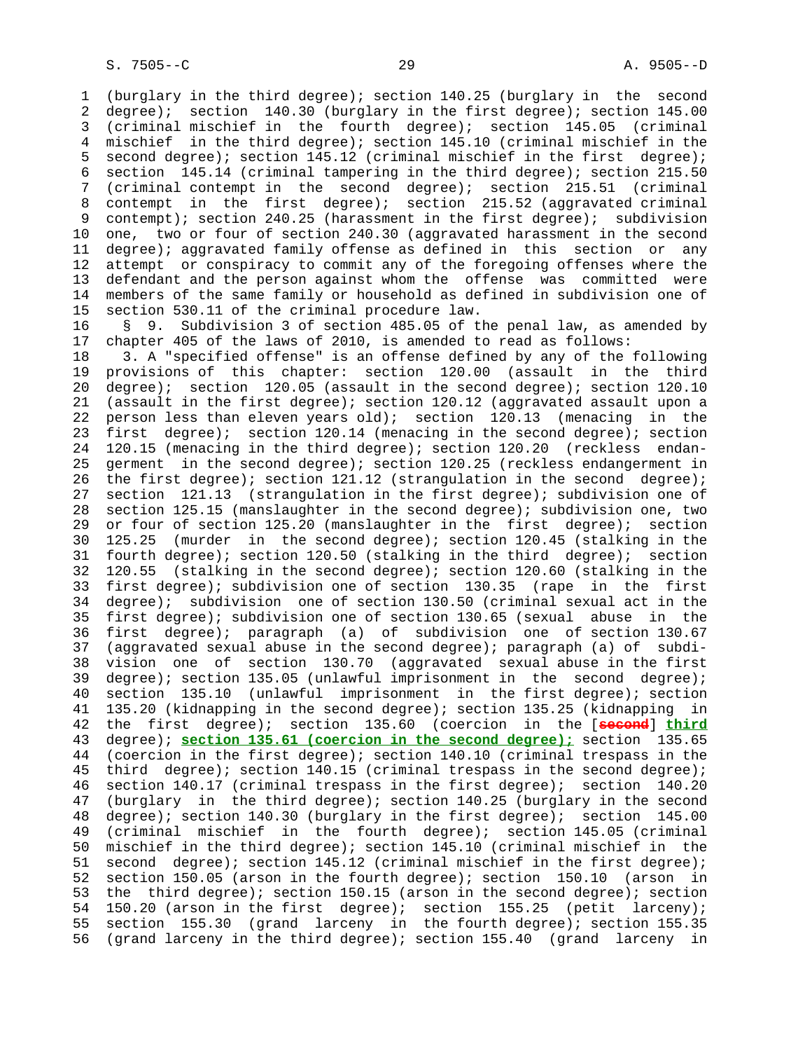(burglary in the third degree); section 140.25 (burglary in the second degree); section 140.30 (burglary in the first degree); section 145.00 (criminal mischief in the fourth degree); section 145.05 (criminal mischief in the third degree); section 145.10 (criminal mischief in the second degree); section 145.12 (criminal mischief in the first degree); section 145.14 (criminal tampering in the third degree); section 215.50 (criminal contempt in the second degree); section 215.51 (criminal contempt in the first degree); section 215.52 (aggravated criminal contempt); section 240.25 (harassment in the first degree); subdivision one, two or four of section 240.30 (aggravated harassment in the second degree); aggravated family offense as defined in this section or any attempt or conspiracy to commit any of the foregoing offenses where the defendant and the person against whom the offense was committed were members of the same family or household as defined in subdivision one of section 530.11 of the criminal procedure law.

§ 9. Subdivision 3 of section 485.05 of the penal law, as amended by chapter 405 of the laws of 2010, is amended to read as follows:

3. A "specified offense" is an offense defined by any of the following provisions of this chapter: section 120.00 (assault in the third degree); section 120.05 (assault in the second degree); section 120.10 (assault in the first degree); section 120.12 (aggravated assault upon a person less than eleven years old); section 120.13 (menacing in the first degree); section 120.14 (menacing in the second degree); section 120.15 (menacing in the third degree); section 120.20 (reckless endangerment in the second degree); section 120.25 (reckless endangerment in the first degree); section 121.12 (strangulation in the second degree); section 121.13 (strangulation in the first degree); subdivision one of section 125.15 (manslaughter in the second degree); subdivision one, two or four of section 125.20 (manslaughter in the first degree); section 125.25 (murder in the second degree); section 120.45 (stalking in the fourth degree); section 120.50 (stalking in the third degree); section 120.55 (stalking in the second degree); section 120.60 (stalking in the first degree); subdivision one of section 130.35 (rape in the first degree); subdivision one of section 130.50 (criminal sexual act in the first degree); subdivision one of section 130.65 (sexual abuse in the first degree); paragraph (a) of subdivision one of section 130.67 (aggravated sexual abuse in the second degree); paragraph (a) of subdivision one of section 130.70 (aggravated sexual abuse in the first degree); section 135.05 (unlawful imprisonment in the second degree); section 135.10 (unlawful imprisonment in the first degree); section 135.20 (kidnapping in the second degree); section 135.25 (kidnapping in the first degree); section 135.60 (coercion in the [~~second~~] **third** degree); **section 135.61 (coercion in the second degree);** section 135.65 (coercion in the first degree); section 140.10 (criminal trespass in the third degree); section 140.15 (criminal trespass in the second degree); section 140.17 (criminal trespass in the first degree); section 140.20 (burglary in the third degree); section 140.25 (burglary in the second degree); section 140.30 (burglary in the first degree); section 145.00 (criminal mischief in the fourth degree); section 145.05 (criminal mischief in the third degree); section 145.10 (criminal mischief in the second degree); section 145.12 (criminal mischief in the first degree); section 150.05 (arson in the fourth degree); section 150.10 (arson in the third degree); section 150.15 (arson in the second degree); section 150.20 (arson in the first degree); section 155.25 (petit larceny); section 155.30 (grand larceny in the fourth degree); section 155.35 (grand larceny in the third degree); section 155.40 (grand larceny in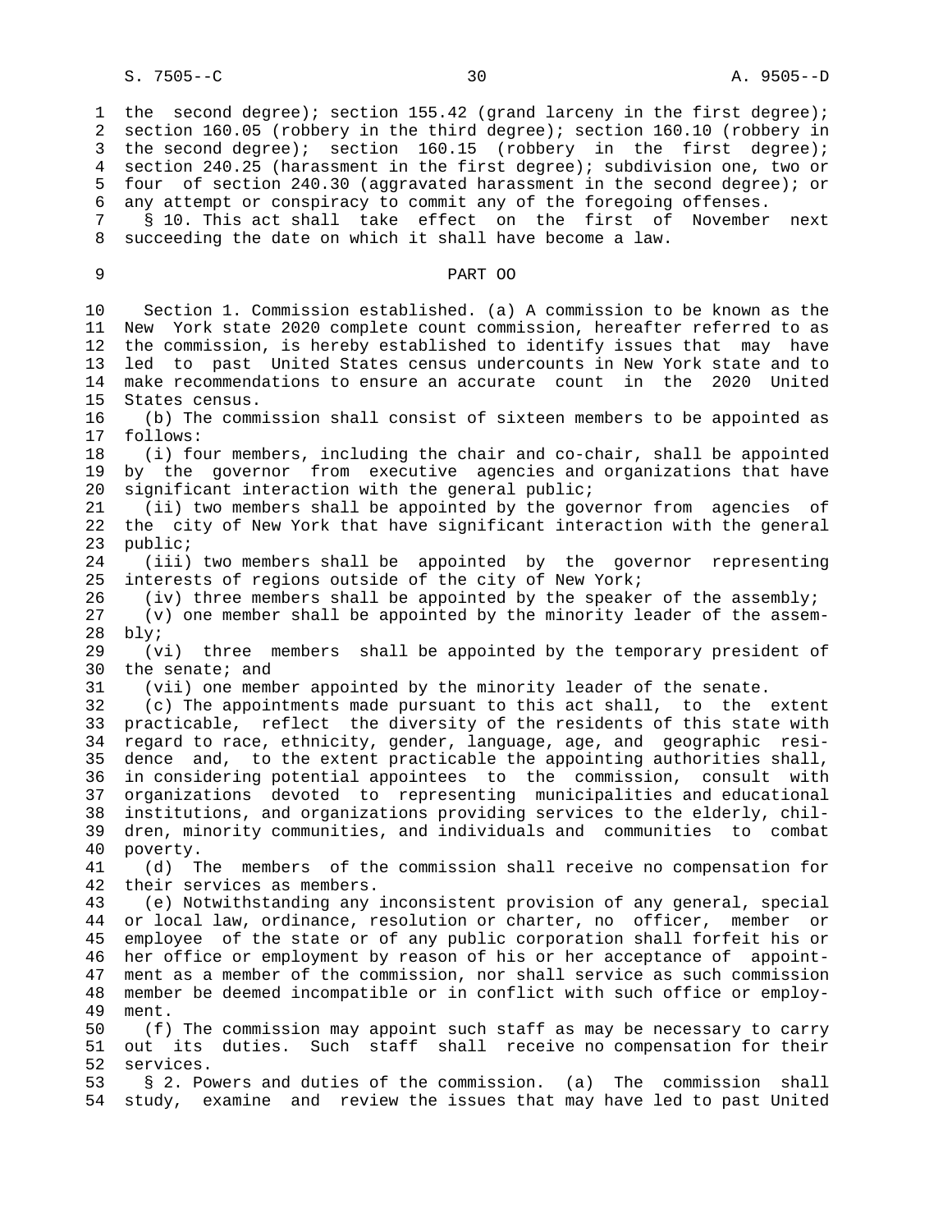the second degree); section 155.42 (grand larceny in the first degree); section 160.05 (robbery in the third degree); section 160.10 (robbery in the second degree); section 160.15 (robbery in the first degree); section 240.25 (harassment in the first degree); subdivision one, two or four of section 240.30 (aggravated harassment in the second degree); or any attempt or conspiracy to commit any of the foregoing offenses.

§ 10. This act shall take effect on the first of November next succeeding the date on which it shall have become a law.

## PART OO

Section 1. Commission established. (a) A commission to be known as the New York state 2020 complete count commission, hereafter referred to as the commission, is hereby established to identify issues that may have led to past United States census undercounts in New York state and to make recommendations to ensure an accurate count in the 2020 United States census.

(b) The commission shall consist of sixteen members to be appointed as follows:

(i) four members, including the chair and co-chair, shall be appointed by the governor from executive agencies and organizations that have significant interaction with the general public;

(ii) two members shall be appointed by the governor from agencies of the city of New York that have significant interaction with the general public;

(iii) two members shall be appointed by the governor representing interests of regions outside of the city of New York;

(iv) three members shall be appointed by the speaker of the assembly;

(v) one member shall be appointed by the minority leader of the assembly;

(vi) three members shall be appointed by the temporary president of the senate; and

(vii) one member appointed by the minority leader of the senate.

(c) The appointments made pursuant to this act shall, to the extent practicable, reflect the diversity of the residents of this state with regard to race, ethnicity, gender, language, age, and geographic residence and, to the extent practicable the appointing authorities shall, in considering potential appointees to the commission, consult with organizations devoted to representing municipalities and educational institutions, and organizations providing services to the elderly, children, minority communities, and individuals and communities to combat poverty.

(d) The members of the commission shall receive no compensation for their services as members.

(e) Notwithstanding any inconsistent provision of any general, special or local law, ordinance, resolution or charter, no officer, member or employee of the state or of any public corporation shall forfeit his or her office or employment by reason of his or her acceptance of appointment as a member of the commission, nor shall service as such commission member be deemed incompatible or in conflict with such office or employment.

(f) The commission may appoint such staff as may be necessary to carry out its duties. Such staff shall receive no compensation for their services.

§ 2. Powers and duties of the commission. (a) The commission shall study, examine and review the issues that may have led to past United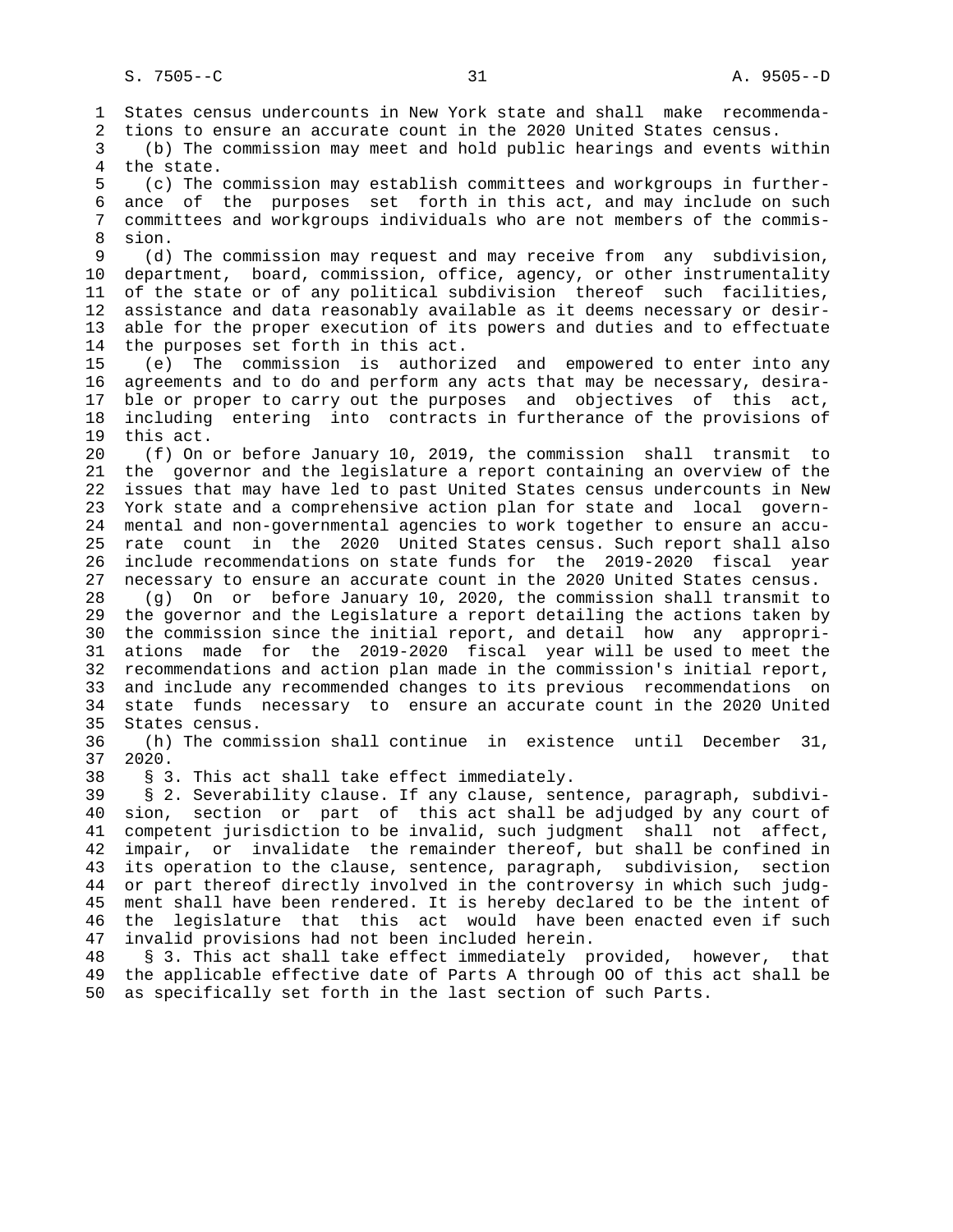States census undercounts in New York state and shall make recommendations to ensure an accurate count in the 2020 United States census.

(b) The commission may meet and hold public hearings and events within the state.

(c) The commission may establish committees and workgroups in furtherance of the purposes set forth in this act, and may include on such committees and workgroups individuals who are not members of the commission.

(d) The commission may request and may receive from any subdivision, department, board, commission, office, agency, or other instrumentality of the state or of any political subdivision thereof such facilities, assistance and data reasonably available as it deems necessary or desirable for the proper execution of its powers and duties and to effectuate the purposes set forth in this act.

(e) The commission is authorized and empowered to enter into any agreements and to do and perform any acts that may be necessary, desirable or proper to carry out the purposes and objectives of this act, including entering into contracts in furtherance of the provisions of this act.

(f) On or before January 10, 2019, the commission shall transmit to the governor and the legislature a report containing an overview of the issues that may have led to past United States census undercounts in New York state and a comprehensive action plan for state and local governmental and non-governmental agencies to work together to ensure an accurate count in the 2020 United States census. Such report shall also include recommendations on state funds for the 2019-2020 fiscal year necessary to ensure an accurate count in the 2020 United States census.

(g) On or before January 10, 2020, the commission shall transmit to the governor and the Legislature a report detailing the actions taken by the commission since the initial report, and detail how any appropriations made for the 2019-2020 fiscal year will be used to meet the recommendations and action plan made in the commission's initial report, and include any recommended changes to its previous recommendations on state funds necessary to ensure an accurate count in the 2020 United States census.

(h) The commission shall continue in existence until December 31, 2020.

§ 3. This act shall take effect immediately.

§ 2. Severability clause. If any clause, sentence, paragraph, subdivision, section or part of this act shall be adjudged by any court of competent jurisdiction to be invalid, such judgment shall not affect, impair, or invalidate the remainder thereof, but shall be confined in its operation to the clause, sentence, paragraph, subdivision, section or part thereof directly involved in the controversy in which such judgment shall have been rendered. It is hereby declared to be the intent of the legislature that this act would have been enacted even if such invalid provisions had not been included herein.

§ 3. This act shall take effect immediately provided, however, that the applicable effective date of Parts A through OO of this act shall be as specifically set forth in the last section of such Parts.